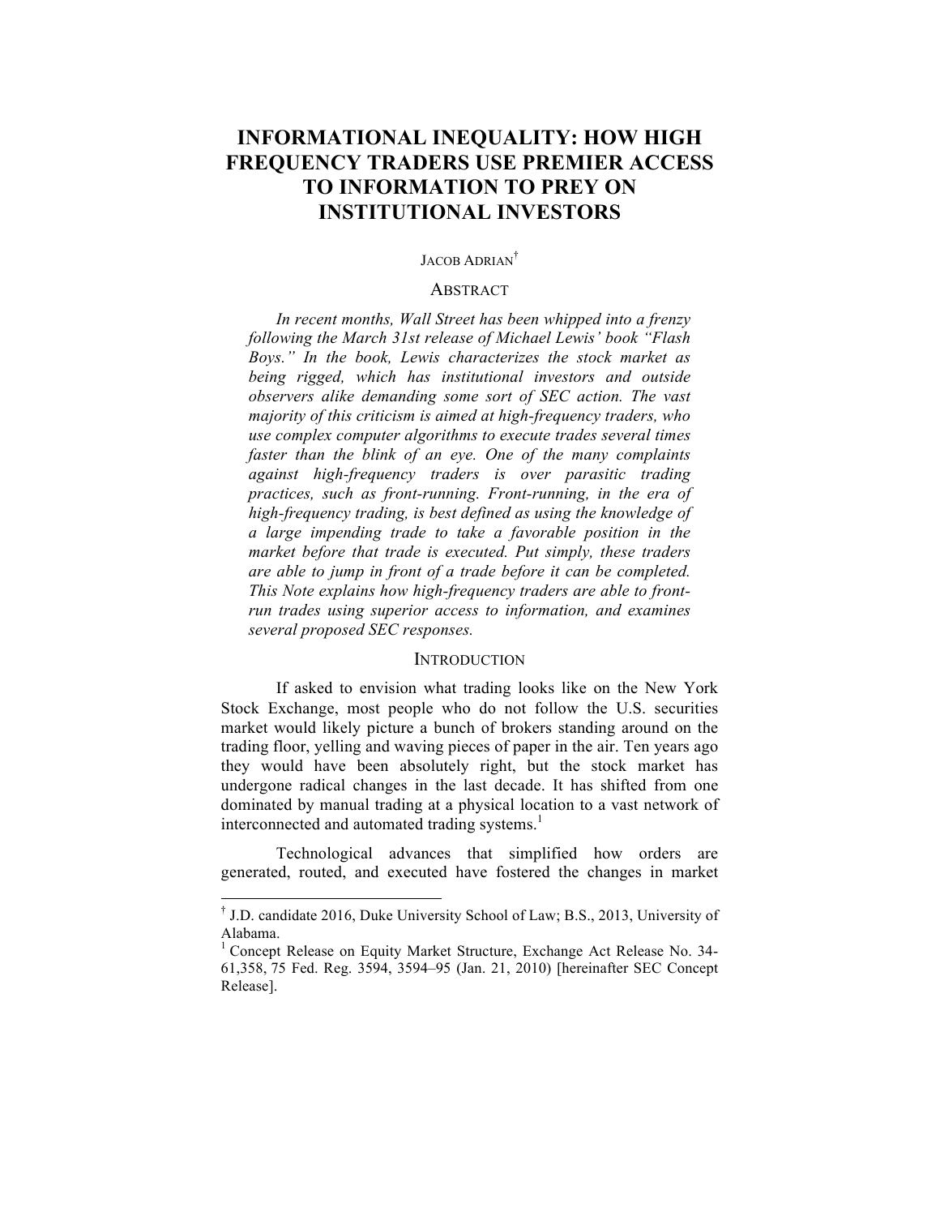# INFORMATIONAL INEQUALITY: HOW HIGH FREQUENCY TRADERS USE PREMIER ACCESS TO INFORMATION TO PREY ON INSTITUTIONAL INVESTORS

JACOB ADRIAN[†]

## ABSTRACT

*In recent months, Wall Street has been whipped into a frenzy following the March 31st release of Michael Lewis' book "Flash Boys." In the book, Lewis characterizes the stock market as being rigged, which has institutional investors and outside observers alike demanding some sort of SEC action. The vast majority of this criticism is aimed at high-frequency traders, who use complex computer algorithms to execute trades several times faster than the blink of an eye. One of the many complaints against high-frequency traders is over parasitic trading practices, such as front-running. Front-running, in the era of high-frequency trading, is best defined as using the knowledge of a large impending trade to take a favorable position in the market before that trade is executed. Put simply, these traders are able to jump in front of a trade before it can be completed. This Note explains how high-frequency traders are able to front-run trades using superior access to information, and examines several proposed SEC responses.*

## INTRODUCTION

If asked to envision what trading looks like on the New York Stock Exchange, most people who do not follow the U.S. securities market would likely picture a bunch of brokers standing around on the trading floor, yelling and waving pieces of paper in the air. Ten years ago they would have been absolutely right, but the stock market has undergone radical changes in the last decade. It has shifted from one dominated by manual trading at a physical location to a vast network of interconnected and automated trading systems.[1]

Technological advances that simplified how orders are generated, routed, and executed have fostered the changes in market

---

[†] J.D. candidate 2016, Duke University School of Law; B.S., 2013, University of Alabama.

[1] Concept Release on Equity Market Structure, Exchange Act Release No. 34-61,358, 75 Fed. Reg. 3594, 3594–95 (Jan. 21, 2010) [hereinafter SEC Concept Release].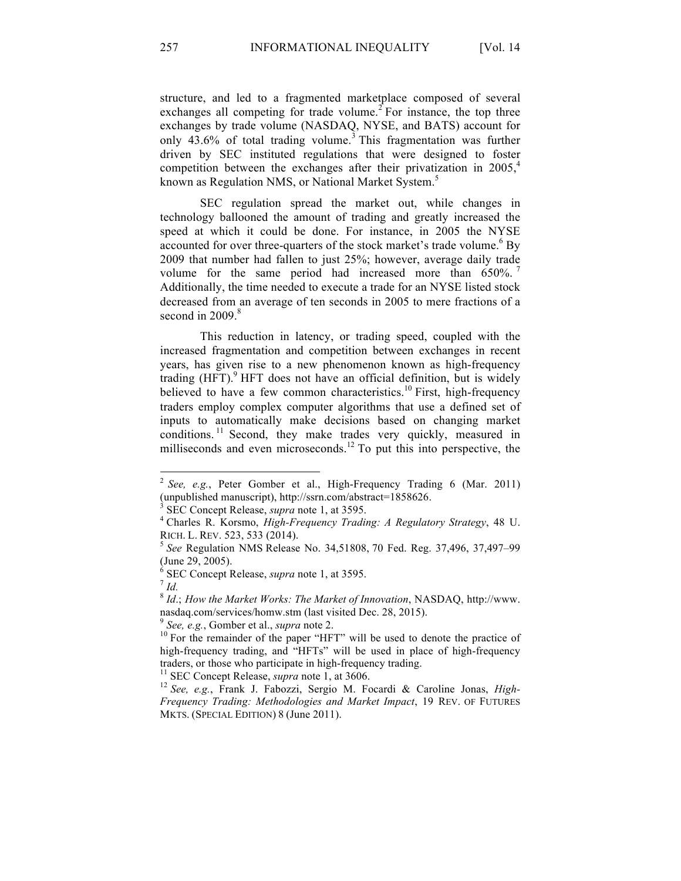structure, and led to a fragmented marketplace composed of several exchanges all competing for trade volume.[2] For instance, the top three exchanges by trade volume (NASDAQ, NYSE, and BATS) account for only 43.6% of total trading volume.[3] This fragmentation was further driven by SEC instituted regulations that were designed to foster competition between the exchanges after their privatization in 2005,[4] known as Regulation NMS, or National Market System.[5]

SEC regulation spread the market out, while changes in technology ballooned the amount of trading and greatly increased the speed at which it could be done. For instance, in 2005 the NYSE accounted for over three-quarters of the stock market's trade volume.[6] By 2009 that number had fallen to just 25%; however, average daily trade volume for the same period had increased more than 650%.[7] Additionally, the time needed to execute a trade for an NYSE listed stock decreased from an average of ten seconds in 2005 to mere fractions of a second in 2009.[8]

This reduction in latency, or trading speed, coupled with the increased fragmentation and competition between exchanges in recent years, has given rise to a new phenomenon known as high-frequency trading (HFT).[9] HFT does not have an official definition, but is widely believed to have a few common characteristics.[10] First, high-frequency traders employ complex computer algorithms that use a defined set of inputs to automatically make decisions based on changing market conditions.[11] Second, they make trades very quickly, measured in milliseconds and even microseconds.[12] To put this into perspective, the

---

[2] *See, e.g.*, Peter Gomber et al., High-Frequency Trading 6 (Mar. 2011) (unpublished manuscript), http://ssrn.com/abstract=1858626.

[3] SEC Concept Release, *supra* note 1, at 3595.

[4] Charles R. Korsmo, *High-Frequency Trading: A Regulatory Strategy*, 48 U. RICH. L. REV. 523, 533 (2014).

[5] *See* Regulation NMS Release No. 34,51808, 70 Fed. Reg. 37,496, 37,497–99 (June 29, 2005).

[6] SEC Concept Release, *supra* note 1, at 3595.

[7] *Id.*

[8] *Id.*; *How the Market Works: The Market of Innovation*, NASDAQ, http://www.nasdaq.com/services/homw.stm (last visited Dec. 28, 2015).

[9] *See, e.g.*, Gomber et al., *supra* note 2.

[10] For the remainder of the paper "HFT" will be used to denote the practice of high-frequency trading, and "HFTs" will be used in place of high-frequency traders, or those who participate in high-frequency trading.

[11] SEC Concept Release, *supra* note 1, at 3606.

[12] *See, e.g.*, Frank J. Fabozzi, Sergio M. Focardi & Caroline Jonas, *High-Frequency Trading: Methodologies and Market Impact*, 19 REV. OF FUTURES MKTS. (SPECIAL EDITION) 8 (June 2011).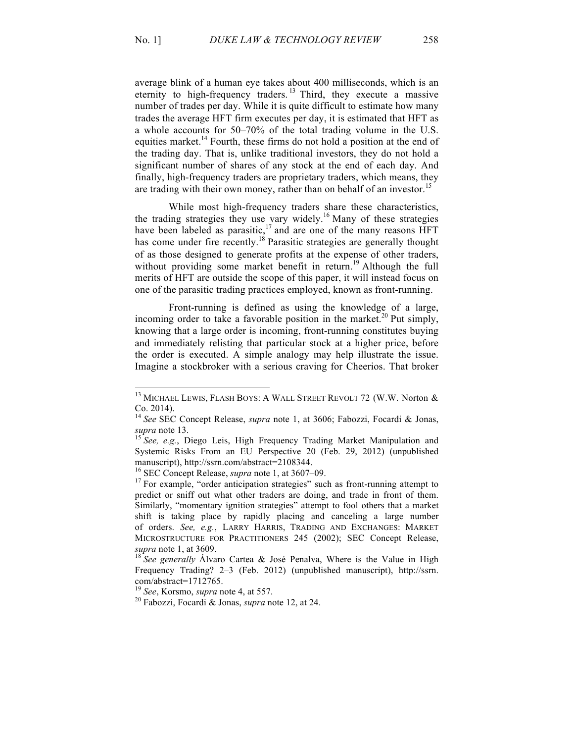average blink of a human eye takes about 400 milliseconds, which is an eternity to high-frequency traders.[13] Third, they execute a massive number of trades per day. While it is quite difficult to estimate how many trades the average HFT firm executes per day, it is estimated that HFT as a whole accounts for 50–70% of the total trading volume in the U.S. equities market.[14] Fourth, these firms do not hold a position at the end of the trading day. That is, unlike traditional investors, they do not hold a significant number of shares of any stock at the end of each day. And finally, high-frequency traders are proprietary traders, which means, they are trading with their own money, rather than on behalf of an investor.[15]

While most high-frequency traders share these characteristics, the trading strategies they use vary widely.[16] Many of these strategies have been labeled as parasitic,[17] and are one of the many reasons HFT has come under fire recently.[18] Parasitic strategies are generally thought of as those designed to generate profits at the expense of other traders, without providing some market benefit in return.[19] Although the full merits of HFT are outside the scope of this paper, it will instead focus on one of the parasitic trading practices employed, known as front-running.

Front-running is defined as using the knowledge of a large, incoming order to take a favorable position in the market.[20] Put simply, knowing that a large order is incoming, front-running constitutes buying and immediately relisting that particular stock at a higher price, before the order is executed. A simple analogy may help illustrate the issue. Imagine a stockbroker with a serious craving for Cheerios. That broker

---

[13] MICHAEL LEWIS, FLASH BOYS: A WALL STREET REVOLT 72 (W.W. Norton & Co. 2014).

[14] *See* SEC Concept Release, *supra* note 1, at 3606; Fabozzi, Focardi & Jonas, *supra* note 13.

[15] *See, e.g.*, Diego Leis, High Frequency Trading Market Manipulation and Systemic Risks From an EU Perspective 20 (Feb. 29, 2012) (unpublished manuscript), http://ssrn.com/abstract=2108344.

[16] SEC Concept Release, *supra* note 1, at 3607–09.

[17] For example, "order anticipation strategies" such as front-running attempt to predict or sniff out what other traders are doing, and trade in front of them. Similarly, "momentary ignition strategies" attempt to fool others that a market shift is taking place by rapidly placing and canceling a large number of orders. *See, e.g.*, LARRY HARRIS, TRADING AND EXCHANGES: MARKET MICROSTRUCTURE FOR PRACTITIONERS 245 (2002); SEC Concept Release, *supra* note 1, at 3609.

[18] *See generally* Álvaro Cartea & José Penalva, Where is the Value in High Frequency Trading? 2–3 (Feb. 2012) (unpublished manuscript), http://ssrn.com/abstract=1712765.

[19] *See*, Korsmo, *supra* note 4, at 557.

[20] Fabozzi, Focardi & Jonas, *supra* note 12, at 24.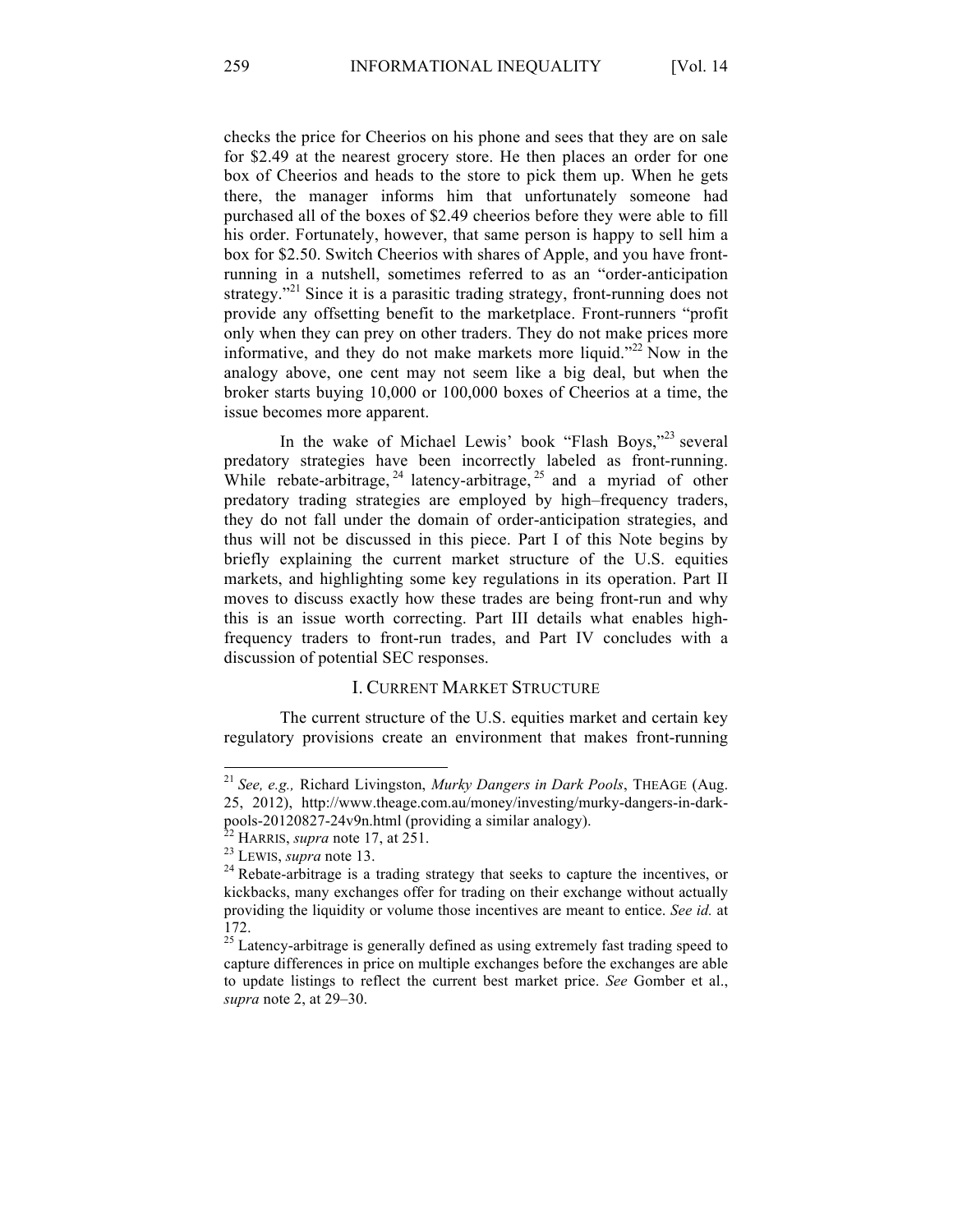checks the price for Cheerios on his phone and sees that they are on sale for $2.49 at the nearest grocery store. He then places an order for one box of Cheerios and heads to the store to pick them up. When he gets there, the manager informs him that unfortunately someone had purchased all of the boxes of $2.49 cheerios before they were able to fill his order. Fortunately, however, that same person is happy to sell him a box for $2.50. Switch Cheerios with shares of Apple, and you have front-running in a nutshell, sometimes referred to as an "order-anticipation strategy."[21] Since it is a parasitic trading strategy, front-running does not provide any offsetting benefit to the marketplace. Front-runners "profit only when they can prey on other traders. They do not make prices more informative, and they do not make markets more liquid."[22] Now in the analogy above, one cent may not seem like a big deal, but when the broker starts buying 10,000 or 100,000 boxes of Cheerios at a time, the issue becomes more apparent.

In the wake of Michael Lewis' book "Flash Boys,"[23] several predatory strategies have been incorrectly labeled as front-running. While rebate-arbitrage,[24] latency-arbitrage,[25] and a myriad of other predatory trading strategies are employed by high–frequency traders, they do not fall under the domain of order-anticipation strategies, and thus will not be discussed in this piece. Part I of this Note begins by briefly explaining the current market structure of the U.S. equities markets, and highlighting some key regulations in its operation. Part II moves to discuss exactly how these trades are being front-run and why this is an issue worth correcting. Part III details what enables high-frequency traders to front-run trades, and Part IV concludes with a discussion of potential SEC responses.

## I. Current Market Structure

The current structure of the U.S. equities market and certain key regulatory provisions create an environment that makes front-running

---

[21] *See, e.g.,* Richard Livingston, *Murky Dangers in Dark Pools*, THEAGE (Aug. 25, 2012), http://www.theage.com.au/money/investing/murky-dangers-in-dark-pools-20120827-24v9n.html (providing a similar analogy).

[22] HARRIS, *supra* note 17, at 251.

[23] LEWIS, *supra* note 13.

[24] Rebate-arbitrage is a trading strategy that seeks to capture the incentives, or kickbacks, many exchanges offer for trading on their exchange without actually providing the liquidity or volume those incentives are meant to entice. *See id.* at 172.

[25] Latency-arbitrage is generally defined as using extremely fast trading speed to capture differences in price on multiple exchanges before the exchanges are able to update listings to reflect the current best market price. *See* Gomber et al., *supra* note 2, at 29–30.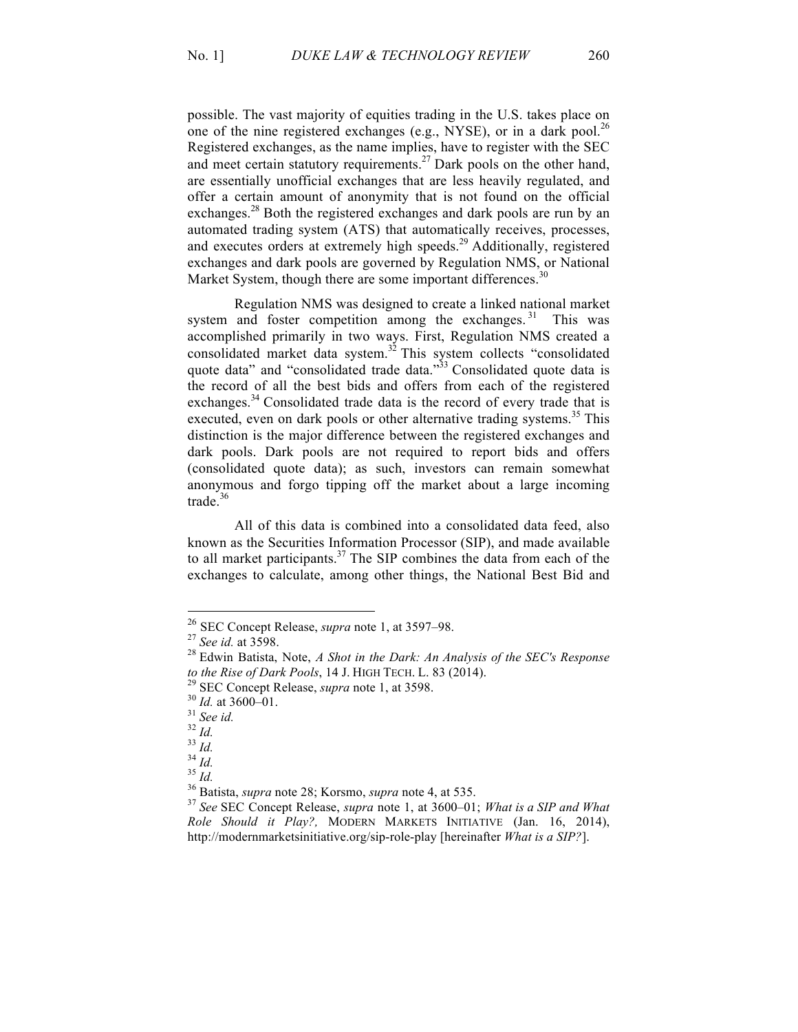possible. The vast majority of equities trading in the U.S. takes place on one of the nine registered exchanges (e.g., NYSE), or in a dark pool.[26] Registered exchanges, as the name implies, have to register with the SEC and meet certain statutory requirements.[27] Dark pools on the other hand, are essentially unofficial exchanges that are less heavily regulated, and offer a certain amount of anonymity that is not found on the official exchanges.[28] Both the registered exchanges and dark pools are run by an automated trading system (ATS) that automatically receives, processes, and executes orders at extremely high speeds.[29] Additionally, registered exchanges and dark pools are governed by Regulation NMS, or National Market System, though there are some important differences.[30]

Regulation NMS was designed to create a linked national market system and foster competition among the exchanges.[31] This was accomplished primarily in two ways. First, Regulation NMS created a consolidated market data system.[32] This system collects "consolidated quote data" and "consolidated trade data."[33] Consolidated quote data is the record of all the best bids and offers from each of the registered exchanges.[34] Consolidated trade data is the record of every trade that is executed, even on dark pools or other alternative trading systems.[35] This distinction is the major difference between the registered exchanges and dark pools. Dark pools are not required to report bids and offers (consolidated quote data); as such, investors can remain somewhat anonymous and forgo tipping off the market about a large incoming trade.[36]

All of this data is combined into a consolidated data feed, also known as the Securities Information Processor (SIP), and made available to all market participants.[37] The SIP combines the data from each of the exchanges to calculate, among other things, the National Best Bid and

---

[26] SEC Concept Release, *supra* note 1, at 3597–98.

[27] *See id.* at 3598.

[28] Edwin Batista, Note, *A Shot in the Dark: An Analysis of the SEC's Response to the Rise of Dark Pools*, 14 J. HIGH TECH. L. 83 (2014).

[29] SEC Concept Release, *supra* note 1, at 3598.

[30] *Id.* at 3600–01.

[31] *See id.*

[32] *Id.*

[33] *Id.*

[34] *Id.*

[35] *Id.*

[36] Batista, *supra* note 28; Korsmo, *supra* note 4, at 535.

[37] *See* SEC Concept Release, *supra* note 1, at 3600–01; *What is a SIP and What Role Should it Play?*, MODERN MARKETS INITIATIVE (Jan. 16, 2014), http://modernmarketsinitiative.org/sip-role-play [hereinafter *What is a SIP?*].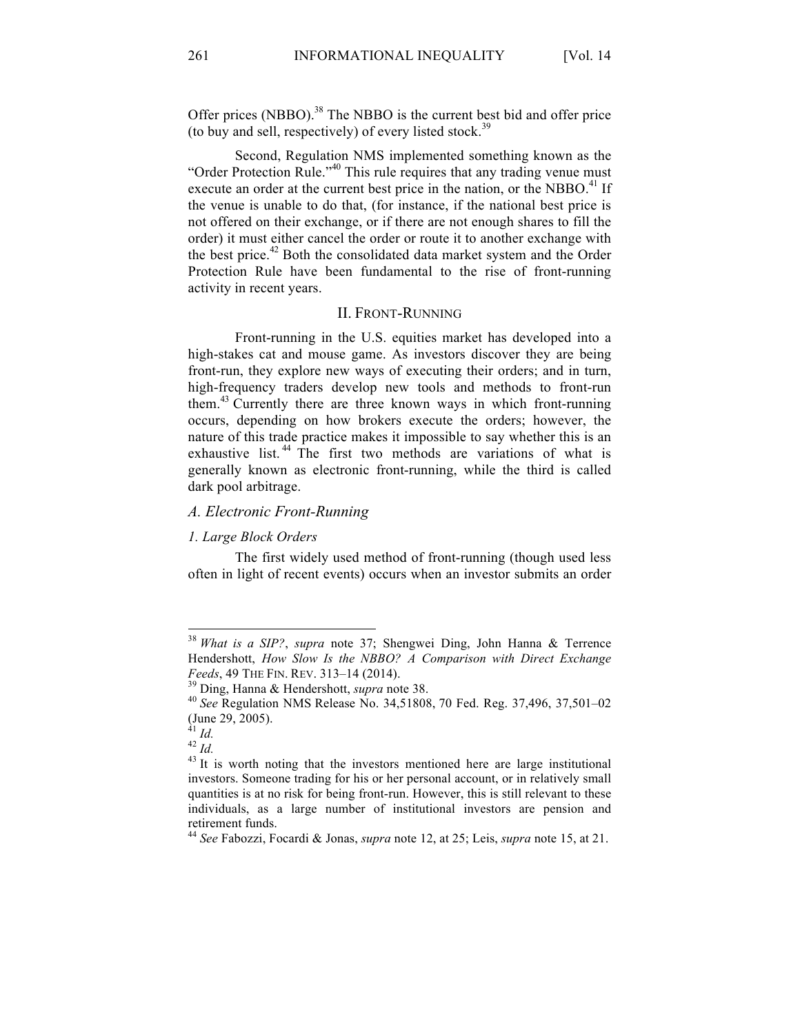Offer prices (NBBO).[38] The NBBO is the current best bid and offer price (to buy and sell, respectively) of every listed stock.[39]

Second, Regulation NMS implemented something known as the "Order Protection Rule."[40] This rule requires that any trading venue must execute an order at the current best price in the nation, or the NBBO.[41] If the venue is unable to do that, (for instance, if the national best price is not offered on their exchange, or if there are not enough shares to fill the order) it must either cancel the order or route it to another exchange with the best price.[42] Both the consolidated data market system and the Order Protection Rule have been fundamental to the rise of front-running activity in recent years.

## II. FRONT-RUNNING

Front-running in the U.S. equities market has developed into a high-stakes cat and mouse game. As investors discover they are being front-run, they explore new ways of executing their orders; and in turn, high-frequency traders develop new tools and methods to front-run them.[43] Currently there are three known ways in which front-running occurs, depending on how brokers execute the orders; however, the nature of this trade practice makes it impossible to say whether this is an exhaustive list.[44] The first two methods are variations of what is generally known as electronic front-running, while the third is called dark pool arbitrage.

### *A. Electronic Front-Running*

#### *1. Large Block Orders*

The first widely used method of front-running (though used less often in light of recent events) occurs when an investor submits an order

---

[38] *What is a SIP?*, *supra* note 37; Shengwei Ding, John Hanna & Terrence Hendershott, *How Slow Is the NBBO? A Comparison with Direct Exchange Feeds*, 49 THE FIN. REV. 313–14 (2014).

[39] Ding, Hanna & Hendershott, *supra* note 38.

[40] *See* Regulation NMS Release No. 34,51808, 70 Fed. Reg. 37,496, 37,501–02 (June 29, 2005).

[41] *Id.*

[42] *Id.*

[43] It is worth noting that the investors mentioned here are large institutional investors. Someone trading for his or her personal account, or in relatively small quantities is at no risk for being front-run. However, this is still relevant to these individuals, as a large number of institutional investors are pension and retirement funds.

[44] *See* Fabozzi, Focardi & Jonas, *supra* note 12, at 25; Leis, *supra* note 15, at 21.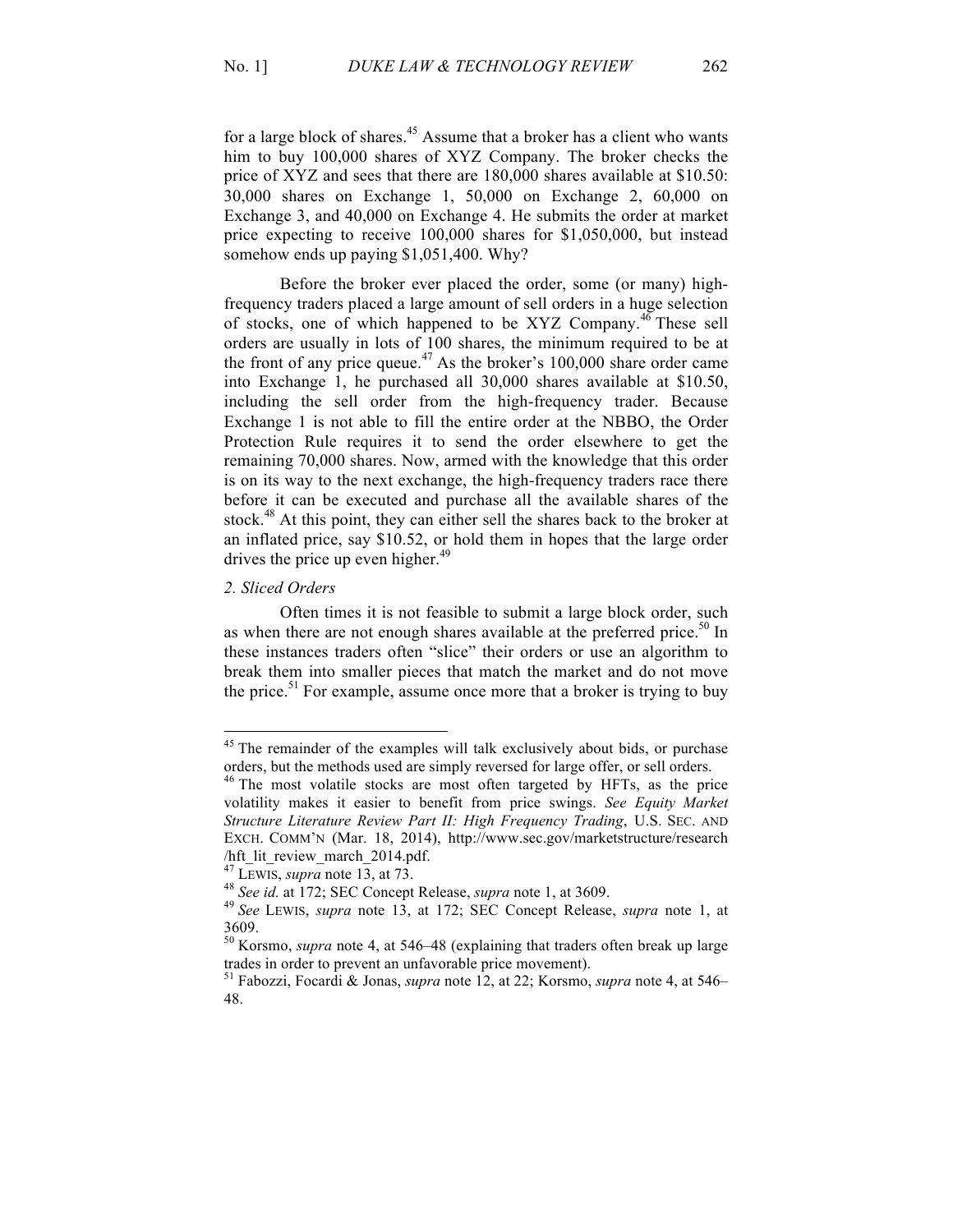for a large block of shares.[45] Assume that a broker has a client who wants him to buy 100,000 shares of XYZ Company. The broker checks the price of XYZ and sees that there are 180,000 shares available at $10.50: 30,000 shares on Exchange 1, 50,000 on Exchange 2, 60,000 on Exchange 3, and 40,000 on Exchange 4. He submits the order at market price expecting to receive 100,000 shares for $1,050,000, but instead somehow ends up paying $1,051,400. Why?

Before the broker ever placed the order, some (or many) high-frequency traders placed a large amount of sell orders in a huge selection of stocks, one of which happened to be XYZ Company.[46] These sell orders are usually in lots of 100 shares, the minimum required to be at the front of any price queue.[47] As the broker's 100,000 share order came into Exchange 1, he purchased all 30,000 shares available at $10.50, including the sell order from the high-frequency trader. Because Exchange 1 is not able to fill the entire order at the NBBO, the Order Protection Rule requires it to send the order elsewhere to get the remaining 70,000 shares. Now, armed with the knowledge that this order is on its way to the next exchange, the high-frequency traders race there before it can be executed and purchase all the available shares of the stock.[48] At this point, they can either sell the shares back to the broker at an inflated price, say $10.52, or hold them in hopes that the large order drives the price up even higher.[49]

*2. Sliced Orders*

Often times it is not feasible to submit a large block order, such as when there are not enough shares available at the preferred price.[50] In these instances traders often "slice" their orders or use an algorithm to break them into smaller pieces that match the market and do not move the price.[51] For example, assume once more that a broker is trying to buy

---

[45] The remainder of the examples will talk exclusively about bids, or purchase orders, but the methods used are simply reversed for large offer, or sell orders.

[46] The most volatile stocks are most often targeted by HFTs, as the price volatility makes it easier to benefit from price swings. *See Equity Market Structure Literature Review Part II: High Frequency Trading*, U.S. SEC. AND EXCH. COMM'N (Mar. 18, 2014), http://www.sec.gov/marketstructure/research/hft_lit_review_march_2014.pdf.

[47] LEWIS, *supra* note 13, at 73.

[48] *See id.* at 172; SEC Concept Release, *supra* note 1, at 3609.

[49] *See* LEWIS, *supra* note 13, at 172; SEC Concept Release, *supra* note 1, at 3609.

[50] Korsmo, *supra* note 4, at 546–48 (explaining that traders often break up large trades in order to prevent an unfavorable price movement).

[51] Fabozzi, Focardi & Jonas, *supra* note 12, at 22; Korsmo, *supra* note 4, at 546–48.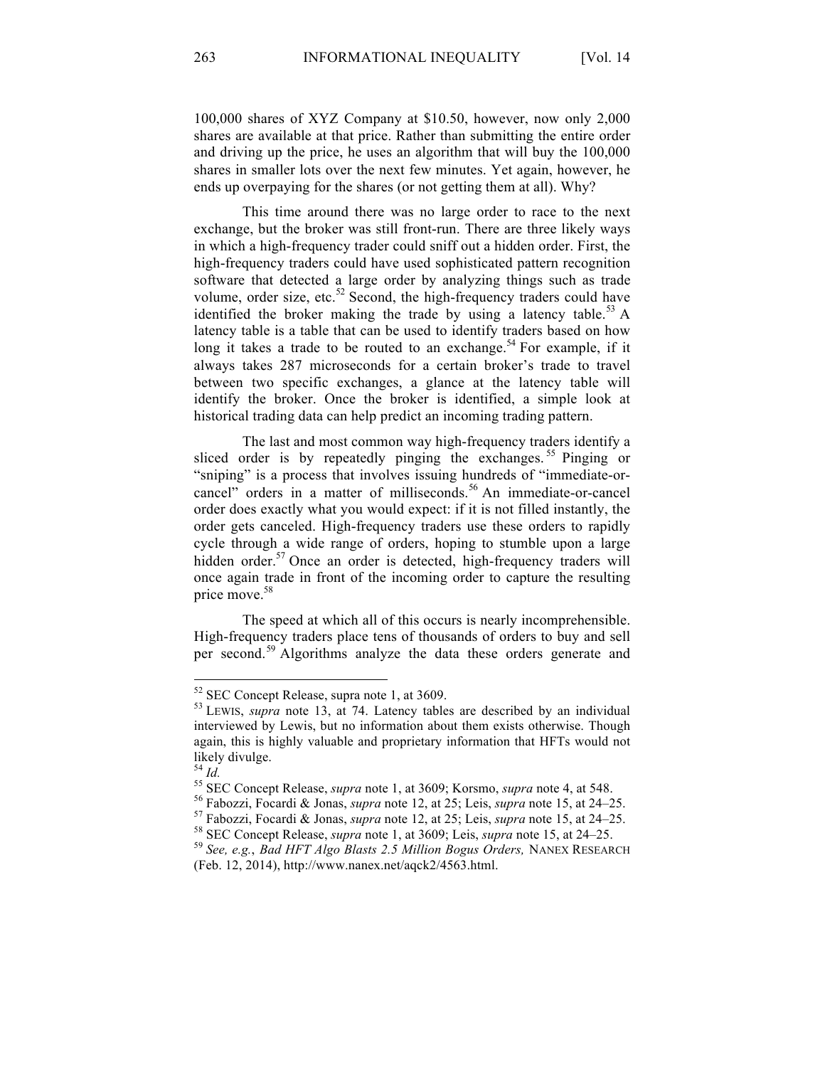100,000 shares of XYZ Company at $10.50, however, now only 2,000 shares are available at that price. Rather than submitting the entire order and driving up the price, he uses an algorithm that will buy the 100,000 shares in smaller lots over the next few minutes. Yet again, however, he ends up overpaying for the shares (or not getting them at all). Why?

This time around there was no large order to race to the next exchange, but the broker was still front-run. There are three likely ways in which a high-frequency trader could sniff out a hidden order. First, the high-frequency traders could have used sophisticated pattern recognition software that detected a large order by analyzing things such as trade volume, order size, etc.[52] Second, the high-frequency traders could have identified the broker making the trade by using a latency table.[53] A latency table is a table that can be used to identify traders based on how long it takes a trade to be routed to an exchange.[54] For example, if it always takes 287 microseconds for a certain broker's trade to travel between two specific exchanges, a glance at the latency table will identify the broker. Once the broker is identified, a simple look at historical trading data can help predict an incoming trading pattern.

The last and most common way high-frequency traders identify a sliced order is by repeatedly pinging the exchanges.[55] Pinging or "sniping" is a process that involves issuing hundreds of "immediate-or-cancel" orders in a matter of milliseconds.[56] An immediate-or-cancel order does exactly what you would expect: if it is not filled instantly, the order gets canceled. High-frequency traders use these orders to rapidly cycle through a wide range of orders, hoping to stumble upon a large hidden order.[57] Once an order is detected, high-frequency traders will once again trade in front of the incoming order to capture the resulting price move.[58]

The speed at which all of this occurs is nearly incomprehensible. High-frequency traders place tens of thousands of orders to buy and sell per second.[59] Algorithms analyze the data these orders generate and

---

[52] SEC Concept Release, supra note 1, at 3609.

[53] LEWIS, *supra* note 13, at 74. Latency tables are described by an individual interviewed by Lewis, but no information about them exists otherwise. Though again, this is highly valuable and proprietary information that HFTs would not likely divulge.

[54] *Id.*

[55] SEC Concept Release, *supra* note 1, at 3609; Korsmo, *supra* note 4, at 548.

[56] Fabozzi, Focardi & Jonas, *supra* note 12, at 25; Leis, *supra* note 15, at 24–25.

[57] Fabozzi, Focardi & Jonas, *supra* note 12, at 25; Leis, *supra* note 15, at 24–25.

[58] SEC Concept Release, *supra* note 1, at 3609; Leis, *supra* note 15, at 24–25.

[59] *See, e.g.*, *Bad HFT Algo Blasts 2.5 Million Bogus Orders,* NANEX RESEARCH (Feb. 12, 2014), http://www.nanex.net/aqck2/4563.html.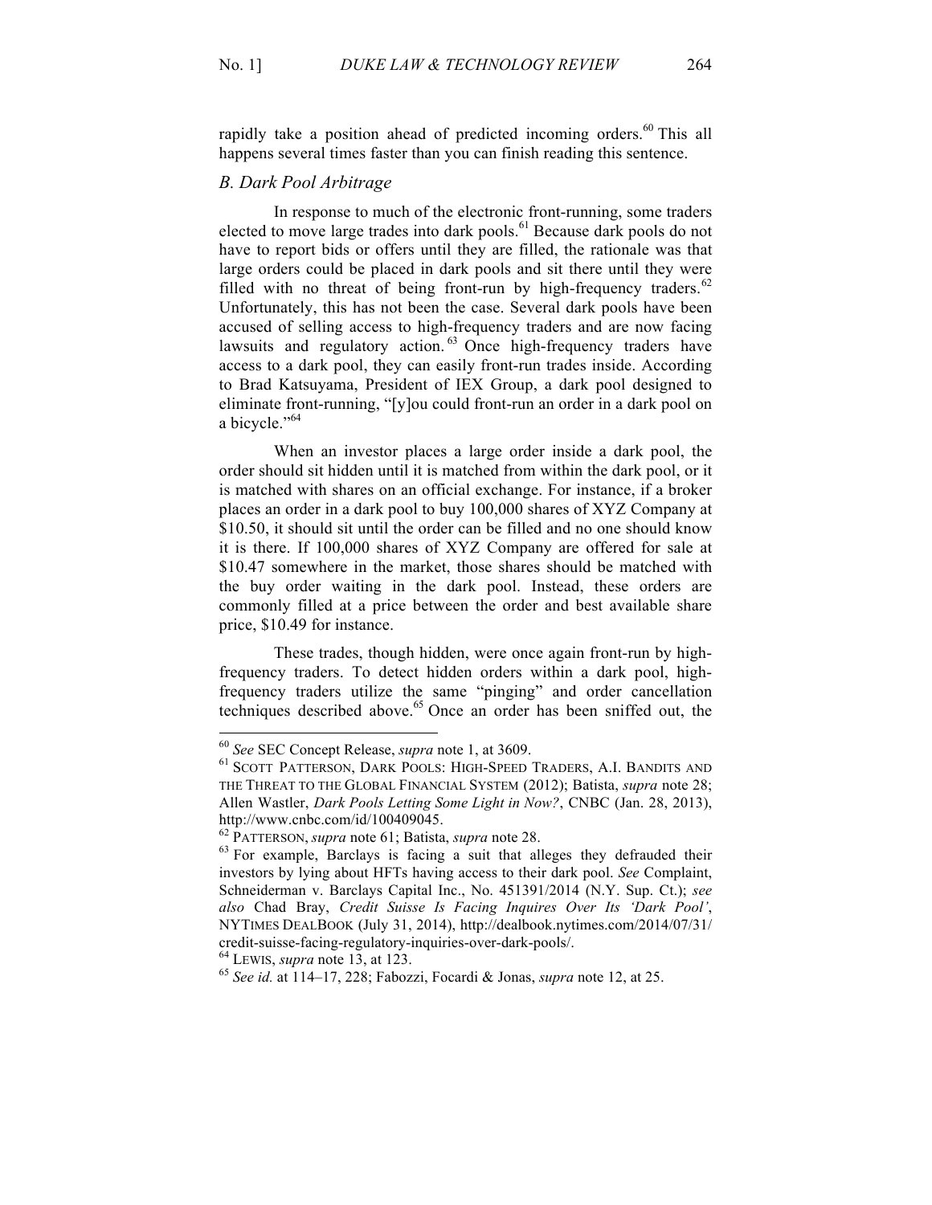rapidly take a position ahead of predicted incoming orders.[60] This all happens several times faster than you can finish reading this sentence.

### *B. Dark Pool Arbitrage*

In response to much of the electronic front-running, some traders elected to move large trades into dark pools.[61] Because dark pools do not have to report bids or offers until they are filled, the rationale was that large orders could be placed in dark pools and sit there until they were filled with no threat of being front-run by high-frequency traders.[62] Unfortunately, this has not been the case. Several dark pools have been accused of selling access to high-frequency traders and are now facing lawsuits and regulatory action.[63] Once high-frequency traders have access to a dark pool, they can easily front-run trades inside. According to Brad Katsuyama, President of IEX Group, a dark pool designed to eliminate front-running, "[y]ou could front-run an order in a dark pool on a bicycle."[64]

When an investor places a large order inside a dark pool, the order should sit hidden until it is matched from within the dark pool, or it is matched with shares on an official exchange. For instance, if a broker places an order in a dark pool to buy 100,000 shares of XYZ Company at $10.50, it should sit until the order can be filled and no one should know it is there. If 100,000 shares of XYZ Company are offered for sale at $10.47 somewhere in the market, those shares should be matched with the buy order waiting in the dark pool. Instead, these orders are commonly filled at a price between the order and best available share price, $10.49 for instance.

These trades, though hidden, were once again front-run by high-frequency traders. To detect hidden orders within a dark pool, high-frequency traders utilize the same "pinging" and order cancellation techniques described above.[65] Once an order has been sniffed out, the

---

[60] *See* SEC Concept Release, *supra* note 1, at 3609.

[61] SCOTT PATTERSON, DARK POOLS: HIGH-SPEED TRADERS, A.I. BANDITS AND THE THREAT TO THE GLOBAL FINANCIAL SYSTEM (2012); Batista, *supra* note 28; Allen Wastler, *Dark Pools Letting Some Light in Now?*, CNBC (Jan. 28, 2013), http://www.cnbc.com/id/100409045.

[62] PATTERSON, *supra* note 61; Batista, *supra* note 28.

[63] For example, Barclays is facing a suit that alleges they defrauded their investors by lying about HFTs having access to their dark pool. *See* Complaint, Schneiderman v. Barclays Capital Inc., No. 451391/2014 (N.Y. Sup. Ct.); *see also* Chad Bray, *Credit Suisse Is Facing Inquires Over Its 'Dark Pool'*, NYTIMES DEALBOOK (July 31, 2014), http://dealbook.nytimes.com/2014/07/31/credit-suisse-facing-regulatory-inquiries-over-dark-pools/.

[64] LEWIS, *supra* note 13, at 123.

[65] *See id.* at 114–17, 228; Fabozzi, Focardi & Jonas, *supra* note 12, at 25.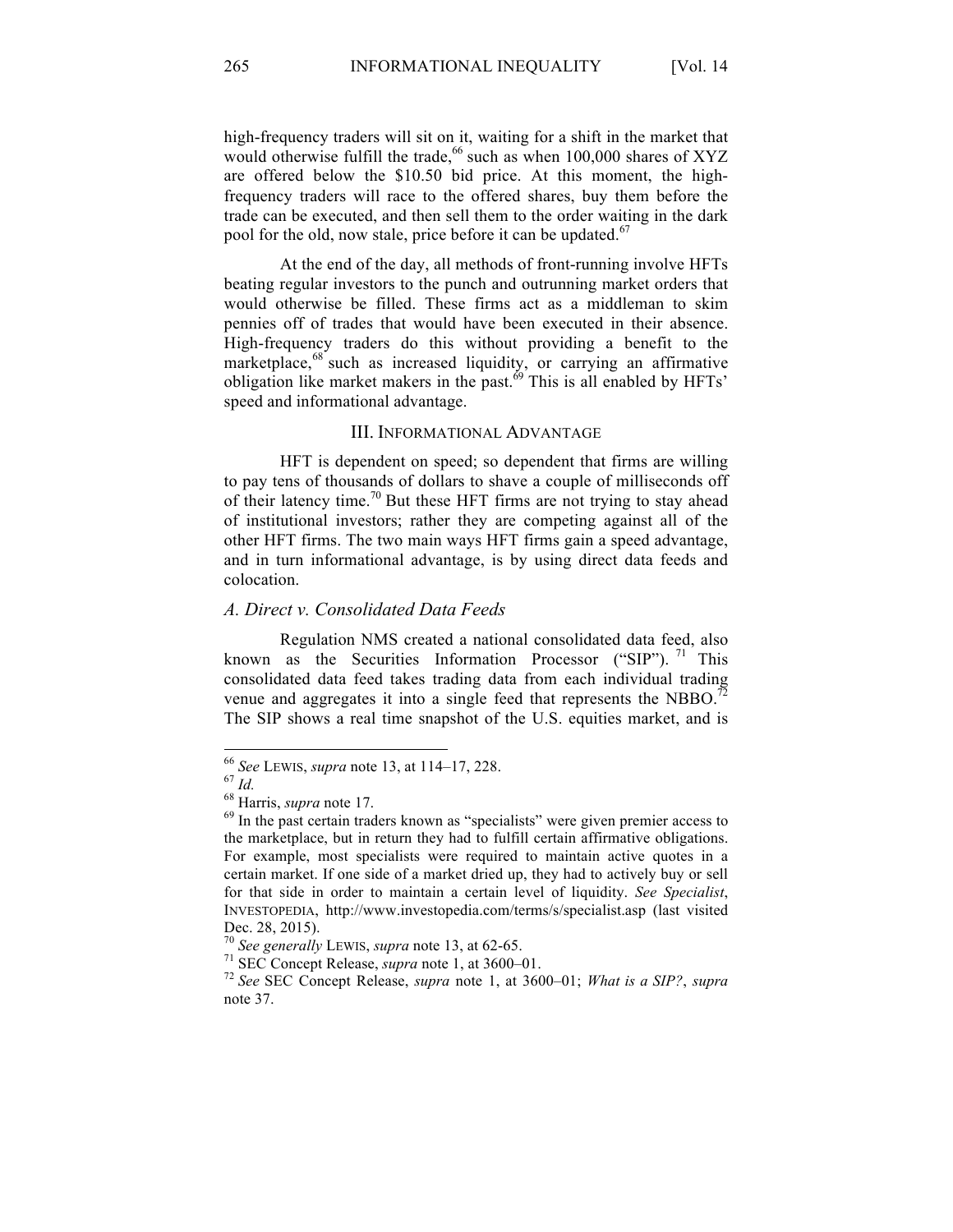high-frequency traders will sit on it, waiting for a shift in the market that would otherwise fulfill the trade,[66] such as when 100,000 shares of XYZ are offered below the $10.50 bid price. At this moment, the high-frequency traders will race to the offered shares, buy them before the trade can be executed, and then sell them to the order waiting in the dark pool for the old, now stale, price before it can be updated.[67]

At the end of the day, all methods of front-running involve HFTs beating regular investors to the punch and outrunning market orders that would otherwise be filled. These firms act as a middleman to skim pennies off of trades that would have been executed in their absence. High-frequency traders do this without providing a benefit to the marketplace,[68] such as increased liquidity, or carrying an affirmative obligation like market makers in the past.[69] This is all enabled by HFTs' speed and informational advantage.

## III. Informational Advantage

HFT is dependent on speed; so dependent that firms are willing to pay tens of thousands of dollars to shave a couple of milliseconds off of their latency time.[70] But these HFT firms are not trying to stay ahead of institutional investors; rather they are competing against all of the other HFT firms. The two main ways HFT firms gain a speed advantage, and in turn informational advantage, is by using direct data feeds and colocation.

### *A. Direct v. Consolidated Data Feeds*

Regulation NMS created a national consolidated data feed, also known as the Securities Information Processor ("SIP").[71] This consolidated data feed takes trading data from each individual trading venue and aggregates it into a single feed that represents the NBBO.[72] The SIP shows a real time snapshot of the U.S. equities market, and is

---

[66] *See* Lewis, *supra* note 13, at 114–17, 228.

[67] *Id.*

[68] Harris, *supra* note 17.

[69] In the past certain traders known as "specialists" were given premier access to the marketplace, but in return they had to fulfill certain affirmative obligations. For example, most specialists were required to maintain active quotes in a certain market. If one side of a market dried up, they had to actively buy or sell for that side in order to maintain a certain level of liquidity. *See Specialist*, Investopedia, http://www.investopedia.com/terms/s/specialist.asp (last visited Dec. 28, 2015).

[70] *See generally* Lewis, *supra* note 13, at 62-65.

[71] SEC Concept Release, *supra* note 1, at 3600–01.

[72] *See* SEC Concept Release, *supra* note 1, at 3600–01; *What is a SIP?*, *supra* note 37.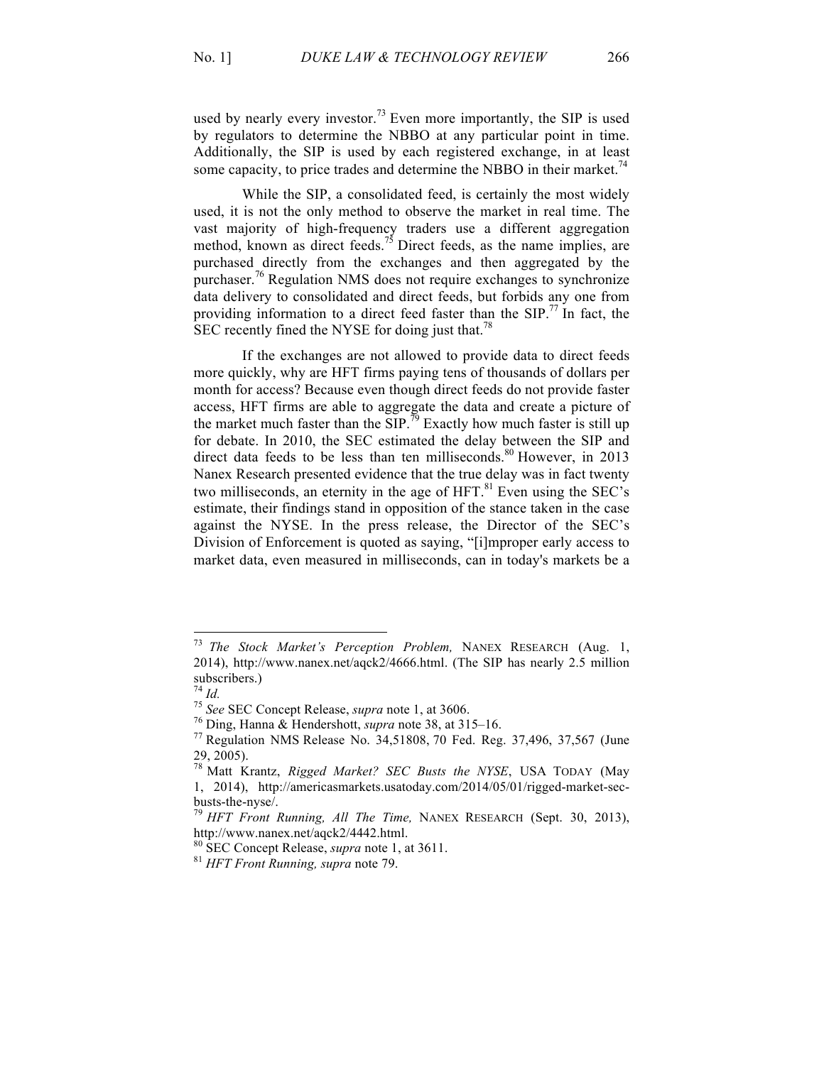used by nearly every investor.[73] Even more importantly, the SIP is used by regulators to determine the NBBO at any particular point in time. Additionally, the SIP is used by each registered exchange, in at least some capacity, to price trades and determine the NBBO in their market.[74]

While the SIP, a consolidated feed, is certainly the most widely used, it is not the only method to observe the market in real time. The vast majority of high-frequency traders use a different aggregation method, known as direct feeds.[75] Direct feeds, as the name implies, are purchased directly from the exchanges and then aggregated by the purchaser.[76] Regulation NMS does not require exchanges to synchronize data delivery to consolidated and direct feeds, but forbids any one from providing information to a direct feed faster than the SIP.[77] In fact, the SEC recently fined the NYSE for doing just that.[78]

If the exchanges are not allowed to provide data to direct feeds more quickly, why are HFT firms paying tens of thousands of dollars per month for access? Because even though direct feeds do not provide faster access, HFT firms are able to aggregate the data and create a picture of the market much faster than the SIP.[79] Exactly how much faster is still up for debate. In 2010, the SEC estimated the delay between the SIP and direct data feeds to be less than ten milliseconds.[80] However, in 2013 Nanex Research presented evidence that the true delay was in fact twenty two milliseconds, an eternity in the age of HFT.[81] Even using the SEC's estimate, their findings stand in opposition of the stance taken in the case against the NYSE. In the press release, the Director of the SEC's Division of Enforcement is quoted as saying, "[i]mproper early access to market data, even measured in milliseconds, can in today's markets be a

---

[73] *The Stock Market's Perception Problem,* NANEX RESEARCH (Aug. 1, 2014), http://www.nanex.net/aqck2/4666.html. (The SIP has nearly 2.5 million subscribers.)

[74] *Id.*

[75] *See* SEC Concept Release, *supra* note 1, at 3606.

[76] Ding, Hanna & Hendershott, *supra* note 38, at 315–16.

[77] Regulation NMS Release No. 34,51808, 70 Fed. Reg. 37,496, 37,567 (June 29, 2005).

[78] Matt Krantz, *Rigged Market? SEC Busts the NYSE*, USA TODAY (May 1, 2014), http://americasmarkets.usatoday.com/2014/05/01/rigged-market-sec-busts-the-nyse/.

[79] *HFT Front Running, All The Time,* NANEX RESEARCH (Sept. 30, 2013), http://www.nanex.net/aqck2/4442.html.

[80] SEC Concept Release, *supra* note 1, at 3611.

[81] *HFT Front Running, supra* note 79.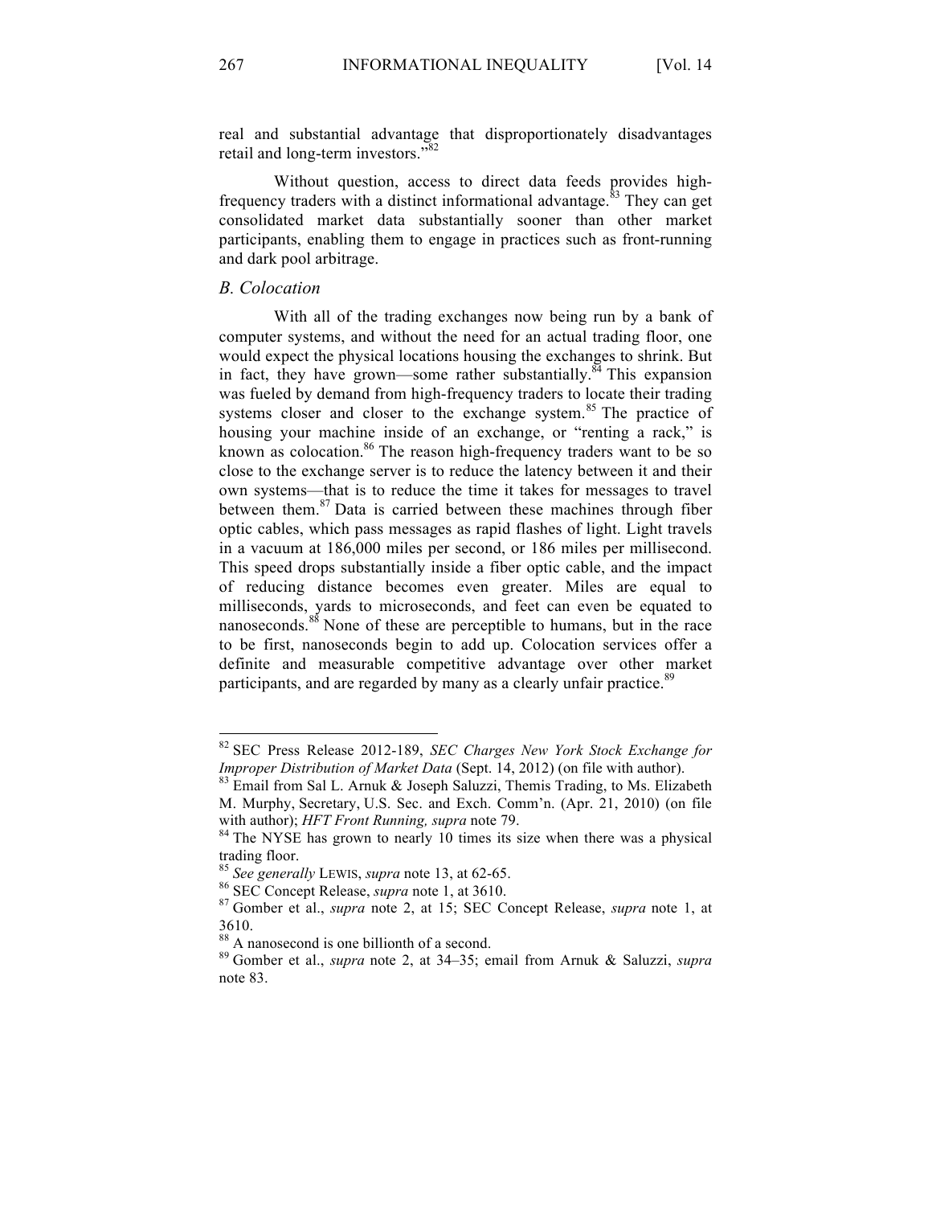real and substantial advantage that disproportionately disadvantages retail and long-term investors."[82]

Without question, access to direct data feeds provides high-frequency traders with a distinct informational advantage.[83] They can get consolidated market data substantially sooner than other market participants, enabling them to engage in practices such as front-running and dark pool arbitrage.

### *B. Colocation*

With all of the trading exchanges now being run by a bank of computer systems, and without the need for an actual trading floor, one would expect the physical locations housing the exchanges to shrink. But in fact, they have grown—some rather substantially.[84] This expansion was fueled by demand from high-frequency traders to locate their trading systems closer and closer to the exchange system.[85] The practice of housing your machine inside of an exchange, or "renting a rack," is known as colocation.[86] The reason high-frequency traders want to be so close to the exchange server is to reduce the latency between it and their own systems—that is to reduce the time it takes for messages to travel between them.[87] Data is carried between these machines through fiber optic cables, which pass messages as rapid flashes of light. Light travels in a vacuum at 186,000 miles per second, or 186 miles per millisecond. This speed drops substantially inside a fiber optic cable, and the impact of reducing distance becomes even greater. Miles are equal to milliseconds, yards to microseconds, and feet can even be equated to nanoseconds.[88] None of these are perceptible to humans, but in the race to be first, nanoseconds begin to add up. Colocation services offer a definite and measurable competitive advantage over other market participants, and are regarded by many as a clearly unfair practice.[89]

---

[82] SEC Press Release 2012-189, *SEC Charges New York Stock Exchange for Improper Distribution of Market Data* (Sept. 14, 2012) (on file with author).

[83] Email from Sal L. Arnuk & Joseph Saluzzi, Themis Trading, to Ms. Elizabeth M. Murphy, Secretary, U.S. Sec. and Exch. Comm'n. (Apr. 21, 2010) (on file with author); *HFT Front Running, supra* note 79.

[84] The NYSE has grown to nearly 10 times its size when there was a physical trading floor.

[85] *See generally* LEWIS, *supra* note 13, at 62-65.

[86] SEC Concept Release, *supra* note 1, at 3610.

[87] Gomber et al., *supra* note 2, at 15; SEC Concept Release, *supra* note 1, at 3610.

[88] A nanosecond is one billionth of a second.

[89] Gomber et al., *supra* note 2, at 34–35; email from Arnuk & Saluzzi, *supra* note 83.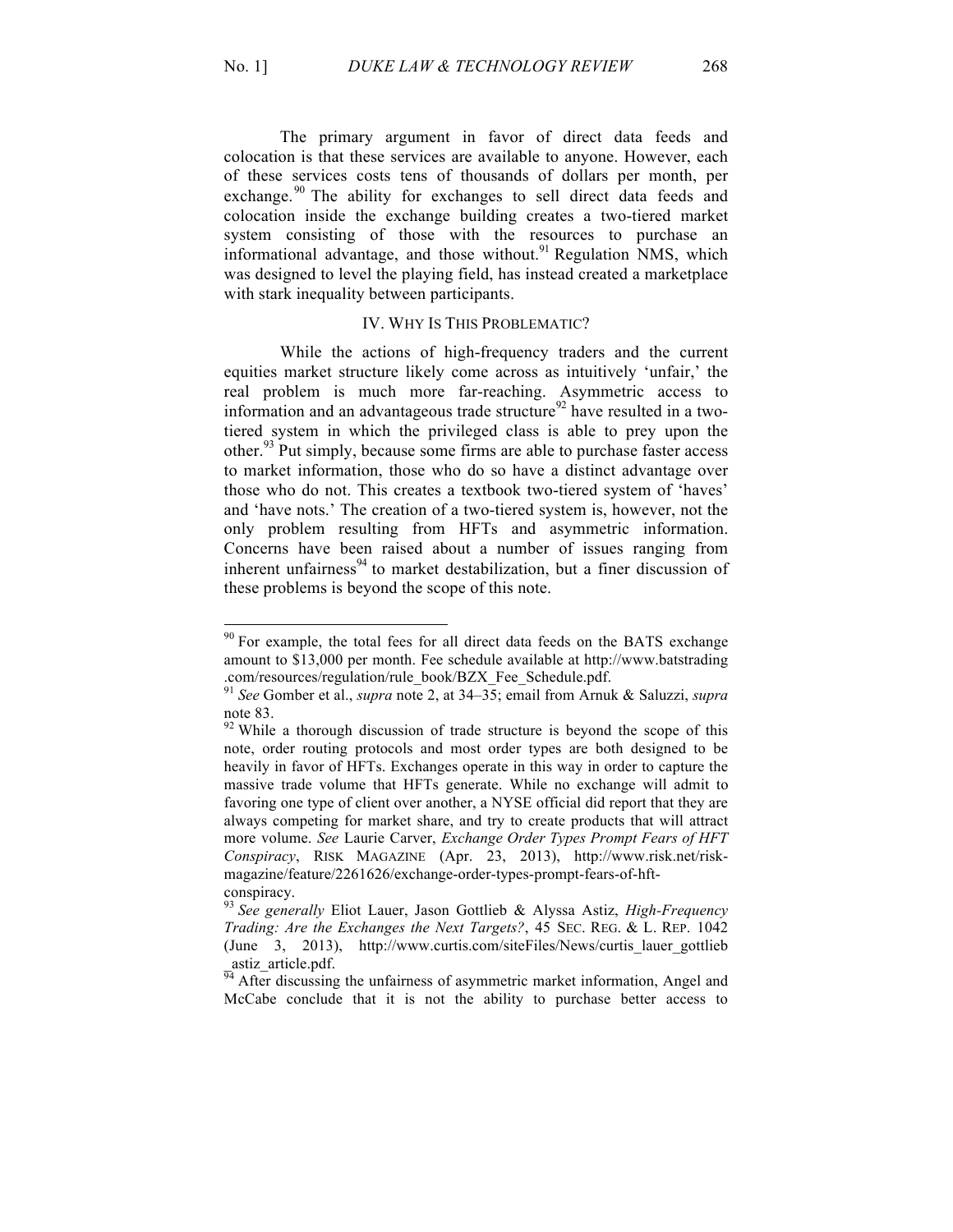The primary argument in favor of direct data feeds and colocation is that these services are available to anyone. However, each of these services costs tens of thousands of dollars per month, per exchange.[90] The ability for exchanges to sell direct data feeds and colocation inside the exchange building creates a two-tiered market system consisting of those with the resources to purchase an informational advantage, and those without.[91] Regulation NMS, which was designed to level the playing field, has instead created a marketplace with stark inequality between participants.

## IV. WHY IS THIS PROBLEMATIC?

While the actions of high-frequency traders and the current equities market structure likely come across as intuitively 'unfair,' the real problem is much more far-reaching. Asymmetric access to information and an advantageous trade structure[92] have resulted in a two-tiered system in which the privileged class is able to prey upon the other.[93] Put simply, because some firms are able to purchase faster access to market information, those who do so have a distinct advantage over those who do not. This creates a textbook two-tiered system of 'haves' and 'have nots.' The creation of a two-tiered system is, however, not the only problem resulting from HFTs and asymmetric information. Concerns have been raised about a number of issues ranging from inherent unfairness[94] to market destabilization, but a finer discussion of these problems is beyond the scope of this note.

---

[90] For example, the total fees for all direct data feeds on the BATS exchange amount to $13,000 per month. Fee schedule available at http://www.batstrading.com/resources/regulation/rule_book/BZX_Fee_Schedule.pdf.

[91] *See* Gomber et al., *supra* note 2, at 34–35; email from Arnuk & Saluzzi, *supra* note 83.

[92] While a thorough discussion of trade structure is beyond the scope of this note, order routing protocols and most order types are both designed to be heavily in favor of HFTs. Exchanges operate in this way in order to capture the massive trade volume that HFTs generate. While no exchange will admit to favoring one type of client over another, a NYSE official did report that they are always competing for market share, and try to create products that will attract more volume. *See* Laurie Carver, *Exchange Order Types Prompt Fears of HFT Conspiracy*, RISK MAGAZINE (Apr. 23, 2013), http://www.risk.net/risk-magazine/feature/2261626/exchange-order-types-prompt-fears-of-hft-conspiracy.

[93] *See generally* Eliot Lauer, Jason Gottlieb & Alyssa Astiz, *High-Frequency Trading: Are the Exchanges the Next Targets?*, 45 SEC. REG. & L. REP. 1042 (June 3, 2013), http://www.curtis.com/siteFiles/News/curtis_lauer_gottlieb_astiz_article.pdf.

[94] After discussing the unfairness of asymmetric market information, Angel and McCabe conclude that it is not the ability to purchase better access to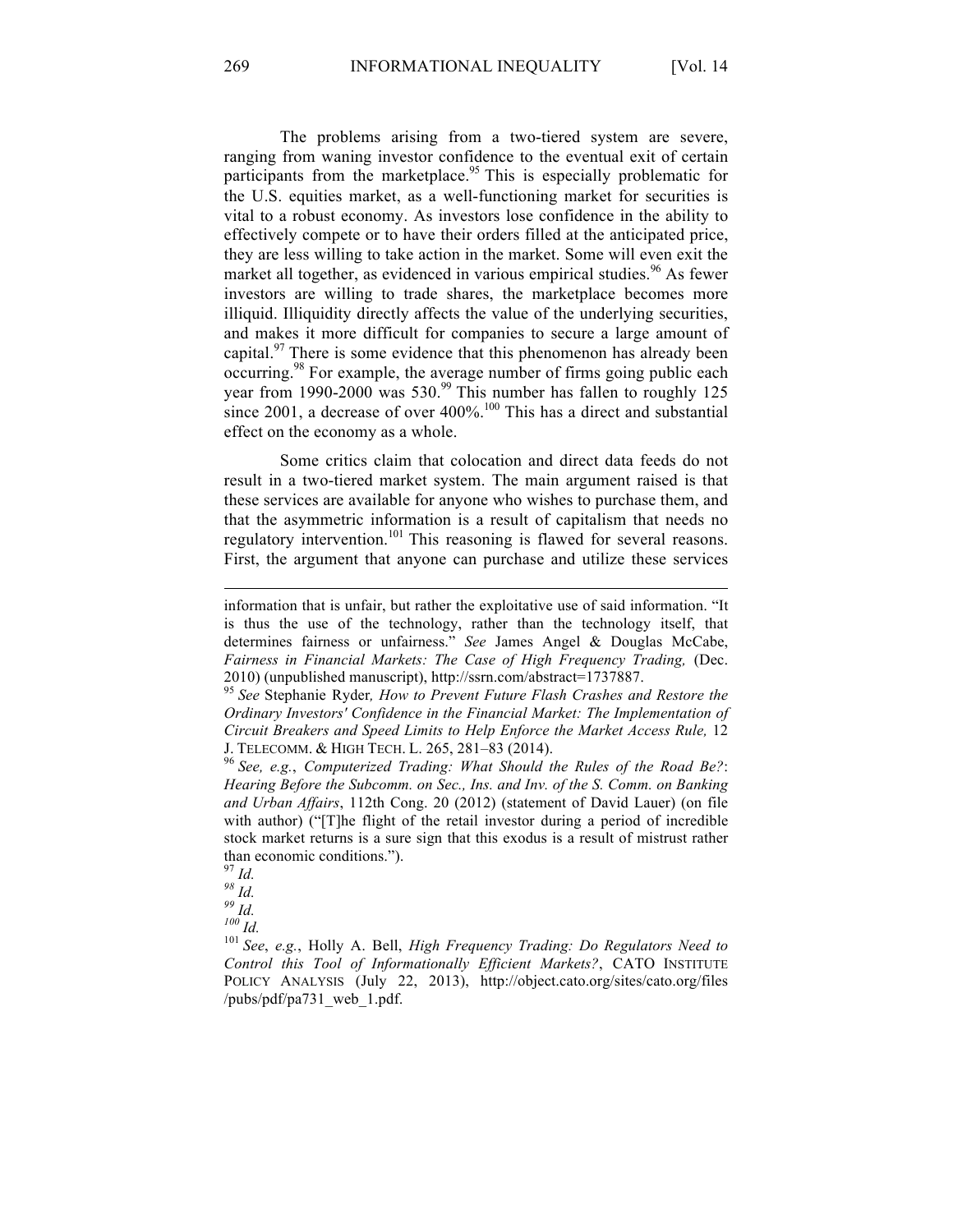The problems arising from a two-tiered system are severe, ranging from waning investor confidence to the eventual exit of certain participants from the marketplace.[95] This is especially problematic for the U.S. equities market, as a well-functioning market for securities is vital to a robust economy. As investors lose confidence in the ability to effectively compete or to have their orders filled at the anticipated price, they are less willing to take action in the market. Some will even exit the market all together, as evidenced in various empirical studies.[96] As fewer investors are willing to trade shares, the marketplace becomes more illiquid. Illiquidity directly affects the value of the underlying securities, and makes it more difficult for companies to secure a large amount of capital.[97] There is some evidence that this phenomenon has already been occurring.[98] For example, the average number of firms going public each year from 1990-2000 was 530.[99] This number has fallen to roughly 125 since 2001, a decrease of over 400%.[100] This has a direct and substantial effect on the economy as a whole.

Some critics claim that colocation and direct data feeds do not result in a two-tiered market system. The main argument raised is that these services are available for anyone who wishes to purchase them, and that the asymmetric information is a result of capitalism that needs no regulatory intervention.[101] This reasoning is flawed for several reasons. First, the argument that anyone can purchase and utilize these services

---

information that is unfair, but rather the exploitative use of said information. "It is thus the use of the technology, rather than the technology itself, that determines fairness or unfairness." *See* James Angel & Douglas McCabe, *Fairness in Financial Markets: The Case of High Frequency Trading,* (Dec. 2010) (unpublished manuscript), http://ssrn.com/abstract=1737887.

[95] *See* Stephanie Ryder*, How to Prevent Future Flash Crashes and Restore the Ordinary Investors' Confidence in the Financial Market: The Implementation of Circuit Breakers and Speed Limits to Help Enforce the Market Access Rule,* 12 J. TELECOMM. & HIGH TECH. L. 265, 281–83 (2014).

[96] *See, e.g.*, *Computerized Trading: What Should the Rules of the Road Be?*: *Hearing Before the Subcomm. on Sec., Ins. and Inv. of the S. Comm. on Banking and Urban Affairs*, 112th Cong. 20 (2012) (statement of David Lauer) (on file with author) ("[T]he flight of the retail investor during a period of incredible stock market returns is a sure sign that this exodus is a result of mistrust rather than economic conditions.").

[97] *Id.*

[98] *Id.*

[99] *Id.*

[100] *Id.*

[101] *See*, *e.g.*, Holly A. Bell, *High Frequency Trading: Do Regulators Need to Control this Tool of Informationally Efficient Markets?*, CATO INSTITUTE POLICY ANALYSIS (July 22, 2013), http://object.cato.org/sites/cato.org/files/pubs/pdf/pa731_web_1.pdf.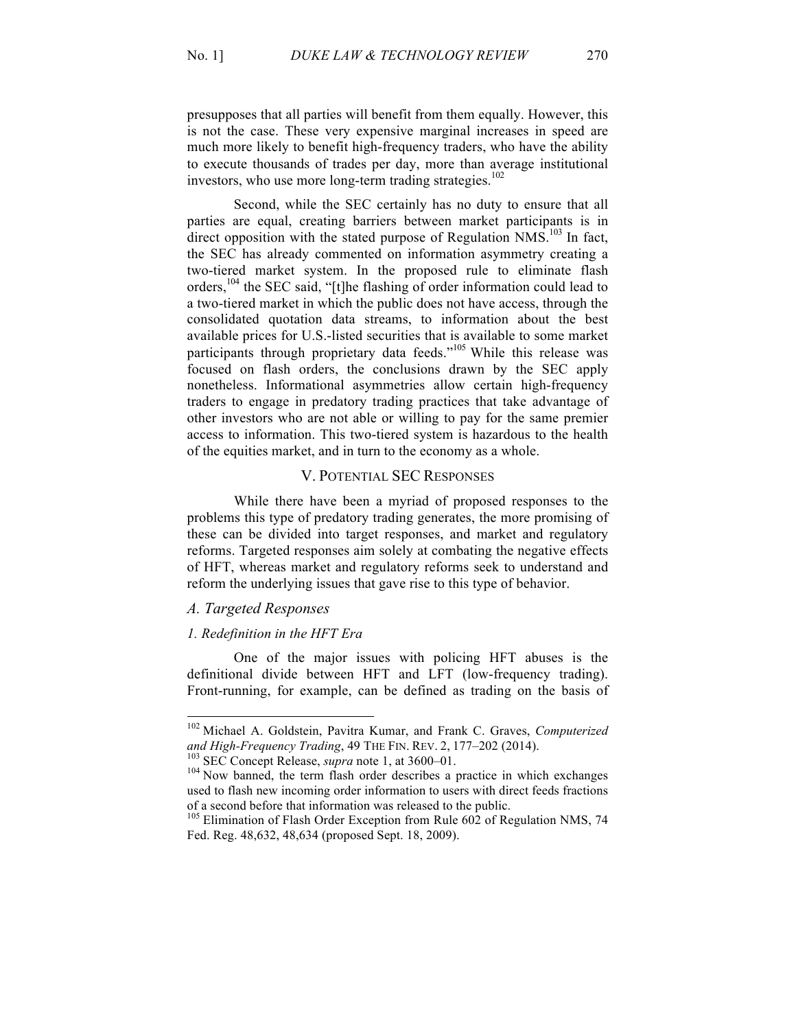presupposes that all parties will benefit from them equally. However, this is not the case. These very expensive marginal increases in speed are much more likely to benefit high-frequency traders, who have the ability to execute thousands of trades per day, more than average institutional investors, who use more long-term trading strategies.[102]

Second, while the SEC certainly has no duty to ensure that all parties are equal, creating barriers between market participants is in direct opposition with the stated purpose of Regulation NMS.[103] In fact, the SEC has already commented on information asymmetry creating a two-tiered market system. In the proposed rule to eliminate flash orders,[104] the SEC said, "[t]he flashing of order information could lead to a two-tiered market in which the public does not have access, through the consolidated quotation data streams, to information about the best available prices for U.S.-listed securities that is available to some market participants through proprietary data feeds."[105] While this release was focused on flash orders, the conclusions drawn by the SEC apply nonetheless. Informational asymmetries allow certain high-frequency traders to engage in predatory trading practices that take advantage of other investors who are not able or willing to pay for the same premier access to information. This two-tiered system is hazardous to the health of the equities market, and in turn to the economy as a whole.

## V. Potential SEC Responses

While there have been a myriad of proposed responses to the problems this type of predatory trading generates, the more promising of these can be divided into target responses, and market and regulatory reforms. Targeted responses aim solely at combating the negative effects of HFT, whereas market and regulatory reforms seek to understand and reform the underlying issues that gave rise to this type of behavior.

### *A. Targeted Responses*

#### *1. Redefinition in the HFT Era*

One of the major issues with policing HFT abuses is the definitional divide between HFT and LFT (low-frequency trading). Front-running, for example, can be defined as trading on the basis of

---

[102] Michael A. Goldstein, Pavitra Kumar, and Frank C. Graves, *Computerized and High-Frequency Trading*, 49 The Fin. Rev. 2, 177–202 (2014).

[103] SEC Concept Release, *supra* note 1, at 3600–01.

[104] Now banned, the term flash order describes a practice in which exchanges used to flash new incoming order information to users with direct feeds fractions of a second before that information was released to the public.

[105] Elimination of Flash Order Exception from Rule 602 of Regulation NMS, 74 Fed. Reg. 48,632, 48,634 (proposed Sept. 18, 2009).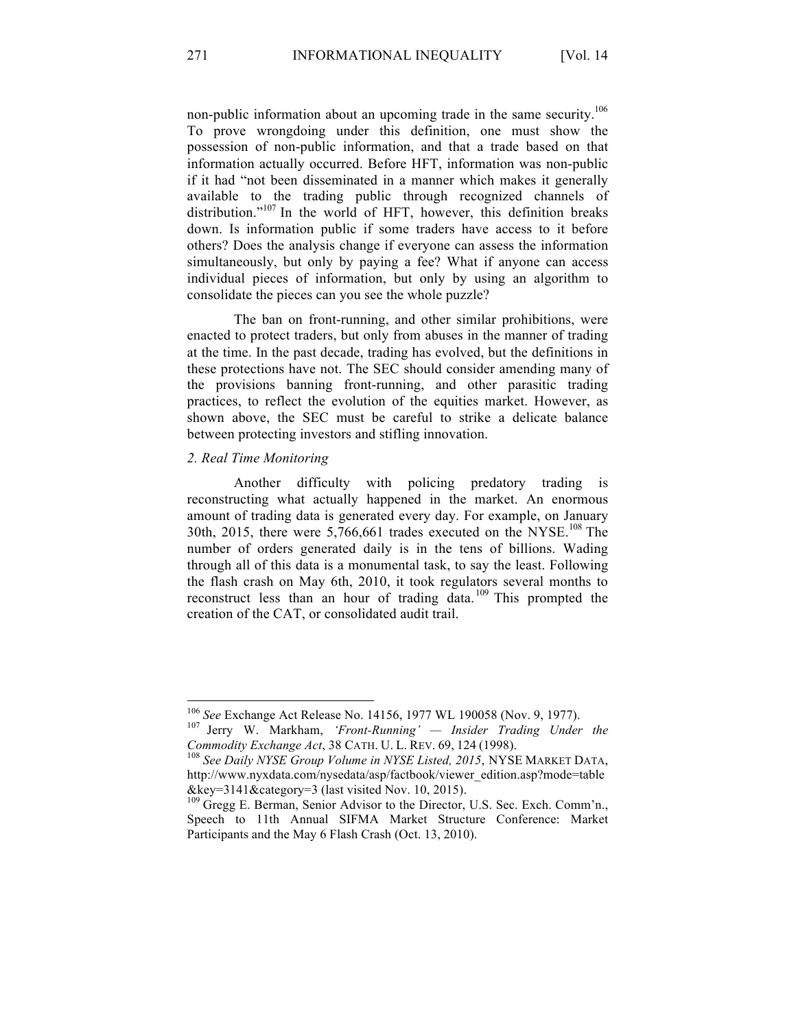non-public information about an upcoming trade in the same security.[106] To prove wrongdoing under this definition, one must show the possession of non-public information, and that a trade based on that information actually occurred. Before HFT, information was non-public if it had "not been disseminated in a manner which makes it generally available to the trading public through recognized channels of distribution."[107] In the world of HFT, however, this definition breaks down. Is information public if some traders have access to it before others? Does the analysis change if everyone can assess the information simultaneously, but only by paying a fee? What if anyone can access individual pieces of information, but only by using an algorithm to consolidate the pieces can you see the whole puzzle?

The ban on front-running, and other similar prohibitions, were enacted to protect traders, but only from abuses in the manner of trading at the time. In the past decade, trading has evolved, but the definitions in these protections have not. The SEC should consider amending many of the provisions banning front-running, and other parasitic trading practices, to reflect the evolution of the equities market. However, as shown above, the SEC must be careful to strike a delicate balance between protecting investors and stifling innovation.

*2. Real Time Monitoring*

Another difficulty with policing predatory trading is reconstructing what actually happened in the market. An enormous amount of trading data is generated every day. For example, on January 30th, 2015, there were 5,766,661 trades executed on the NYSE.[108] The number of orders generated daily is in the tens of billions. Wading through all of this data is a monumental task, to say the least. Following the flash crash on May 6th, 2010, it took regulators several months to reconstruct less than an hour of trading data.[109] This prompted the creation of the CAT, or consolidated audit trail.

---

[106] *See* Exchange Act Release No. 14156, 1977 WL 190058 (Nov. 9, 1977).

[107] Jerry W. Markham, *'Front-Running' — Insider Trading Under the Commodity Exchange Act*, 38 CATH. U. L. REV. 69, 124 (1998).

[108] *See Daily NYSE Group Volume in NYSE Listed, 2015*, NYSE MARKET DATA, http://www.nyxdata.com/nysedata/asp/factbook/viewer_edition.asp?mode=table&key=3141&category=3 (last visited Nov. 10, 2015).

[109] Gregg E. Berman, Senior Advisor to the Director, U.S. Sec. Exch. Comm'n., Speech to 11th Annual SIFMA Market Structure Conference: Market Participants and the May 6 Flash Crash (Oct. 13, 2010).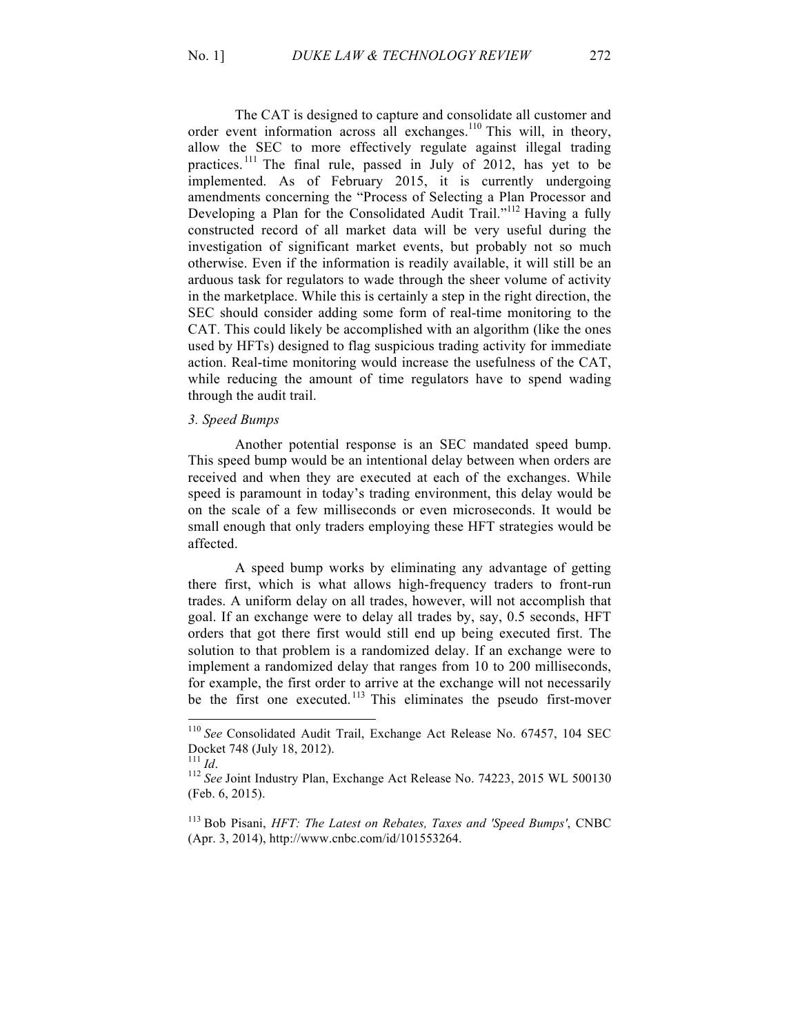The CAT is designed to capture and consolidate all customer and order event information across all exchanges.[110] This will, in theory, allow the SEC to more effectively regulate against illegal trading practices.[111] The final rule, passed in July of 2012, has yet to be implemented. As of February 2015, it is currently undergoing amendments concerning the "Process of Selecting a Plan Processor and Developing a Plan for the Consolidated Audit Trail."[112] Having a fully constructed record of all market data will be very useful during the investigation of significant market events, but probably not so much otherwise. Even if the information is readily available, it will still be an arduous task for regulators to wade through the sheer volume of activity in the marketplace. While this is certainly a step in the right direction, the SEC should consider adding some form of real-time monitoring to the CAT. This could likely be accomplished with an algorithm (like the ones used by HFTs) designed to flag suspicious trading activity for immediate action. Real-time monitoring would increase the usefulness of the CAT, while reducing the amount of time regulators have to spend wading through the audit trail.

*3. Speed Bumps*

Another potential response is an SEC mandated speed bump. This speed bump would be an intentional delay between when orders are received and when they are executed at each of the exchanges. While speed is paramount in today's trading environment, this delay would be on the scale of a few milliseconds or even microseconds. It would be small enough that only traders employing these HFT strategies would be affected.

A speed bump works by eliminating any advantage of getting there first, which is what allows high-frequency traders to front-run trades. A uniform delay on all trades, however, will not accomplish that goal. If an exchange were to delay all trades by, say, 0.5 seconds, HFT orders that got there first would still end up being executed first. The solution to that problem is a randomized delay. If an exchange were to implement a randomized delay that ranges from 10 to 200 milliseconds, for example, the first order to arrive at the exchange will not necessarily be the first one executed.[113] This eliminates the pseudo first-mover

---

[110] *See* Consolidated Audit Trail, Exchange Act Release No. 67457, 104 SEC Docket 748 (July 18, 2012).

[111] *Id*.

[112] *See* Joint Industry Plan, Exchange Act Release No. 74223, 2015 WL 500130 (Feb. 6, 2015).

[113] Bob Pisani, *HFT: The Latest on Rebates, Taxes and 'Speed Bumps'*, CNBC (Apr. 3, 2014), http://www.cnbc.com/id/101553264.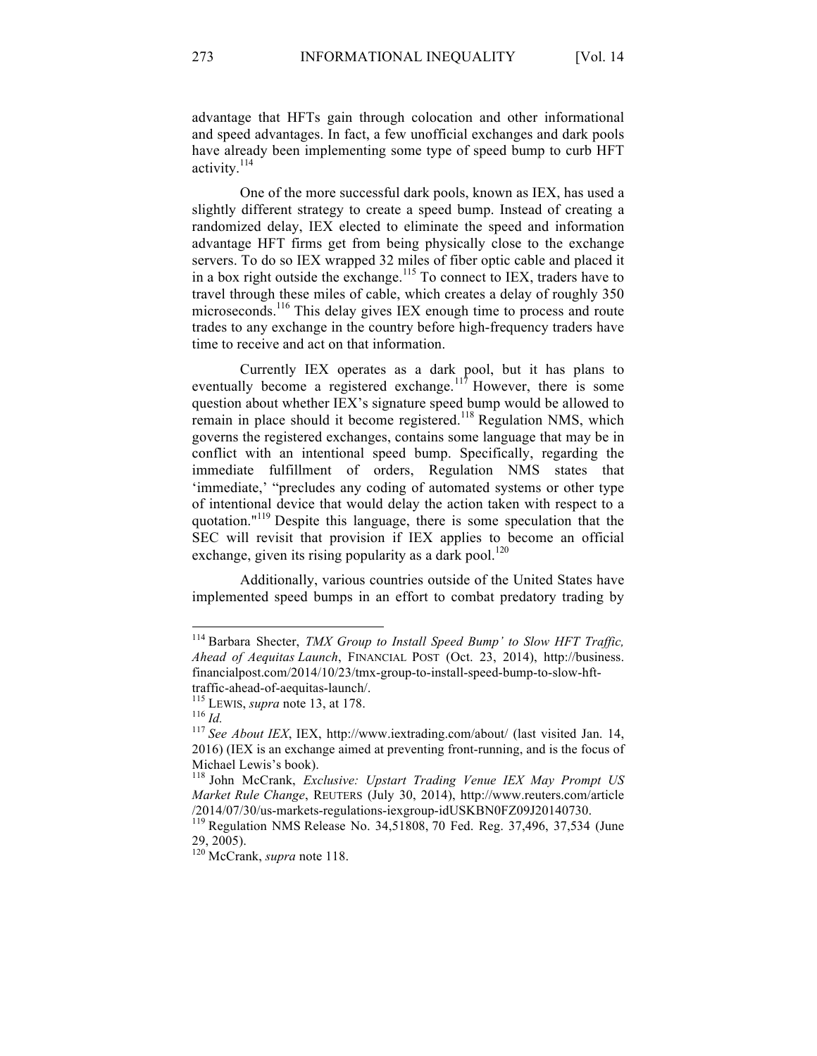advantage that HFTs gain through colocation and other informational and speed advantages. In fact, a few unofficial exchanges and dark pools have already been implementing some type of speed bump to curb HFT activity.[114]

One of the more successful dark pools, known as IEX, has used a slightly different strategy to create a speed bump. Instead of creating a randomized delay, IEX elected to eliminate the speed and information advantage HFT firms get from being physically close to the exchange servers. To do so IEX wrapped 32 miles of fiber optic cable and placed it in a box right outside the exchange.[115] To connect to IEX, traders have to travel through these miles of cable, which creates a delay of roughly 350 microseconds.[116] This delay gives IEX enough time to process and route trades to any exchange in the country before high-frequency traders have time to receive and act on that information.

Currently IEX operates as a dark pool, but it has plans to eventually become a registered exchange.[117] However, there is some question about whether IEX's signature speed bump would be allowed to remain in place should it become registered.[118] Regulation NMS, which governs the registered exchanges, contains some language that may be in conflict with an intentional speed bump. Specifically, regarding the immediate fulfillment of orders, Regulation NMS states that 'immediate,' "precludes any coding of automated systems or other type of intentional device that would delay the action taken with respect to a quotation."[119] Despite this language, there is some speculation that the SEC will revisit that provision if IEX applies to become an official exchange, given its rising popularity as a dark pool.[120]

Additionally, various countries outside of the United States have implemented speed bumps in an effort to combat predatory trading by

---

[114] Barbara Shecter, *TMX Group to Install Speed Bump' to Slow HFT Traffic, Ahead of Aequitas Launch*, FINANCIAL POST (Oct. 23, 2014), http://business.financialpost.com/2014/10/23/tmx-group-to-install-speed-bump-to-slow-hft-traffic-ahead-of-aequitas-launch/.

[115] LEWIS, *supra* note 13, at 178.

[116] *Id.*

[117] *See About IEX*, IEX, http://www.iextrading.com/about/ (last visited Jan. 14, 2016) (IEX is an exchange aimed at preventing front-running, and is the focus of Michael Lewis's book).

[118] John McCrank, *Exclusive: Upstart Trading Venue IEX May Prompt US Market Rule Change*, REUTERS (July 30, 2014), http://www.reuters.com/article/2014/07/30/us-markets-regulations-iexgroup-idUSKBN0FZ09J20140730.

[119] Regulation NMS Release No. 34,51808, 70 Fed. Reg. 37,496, 37,534 (June 29, 2005).

[120] McCrank, *supra* note 118.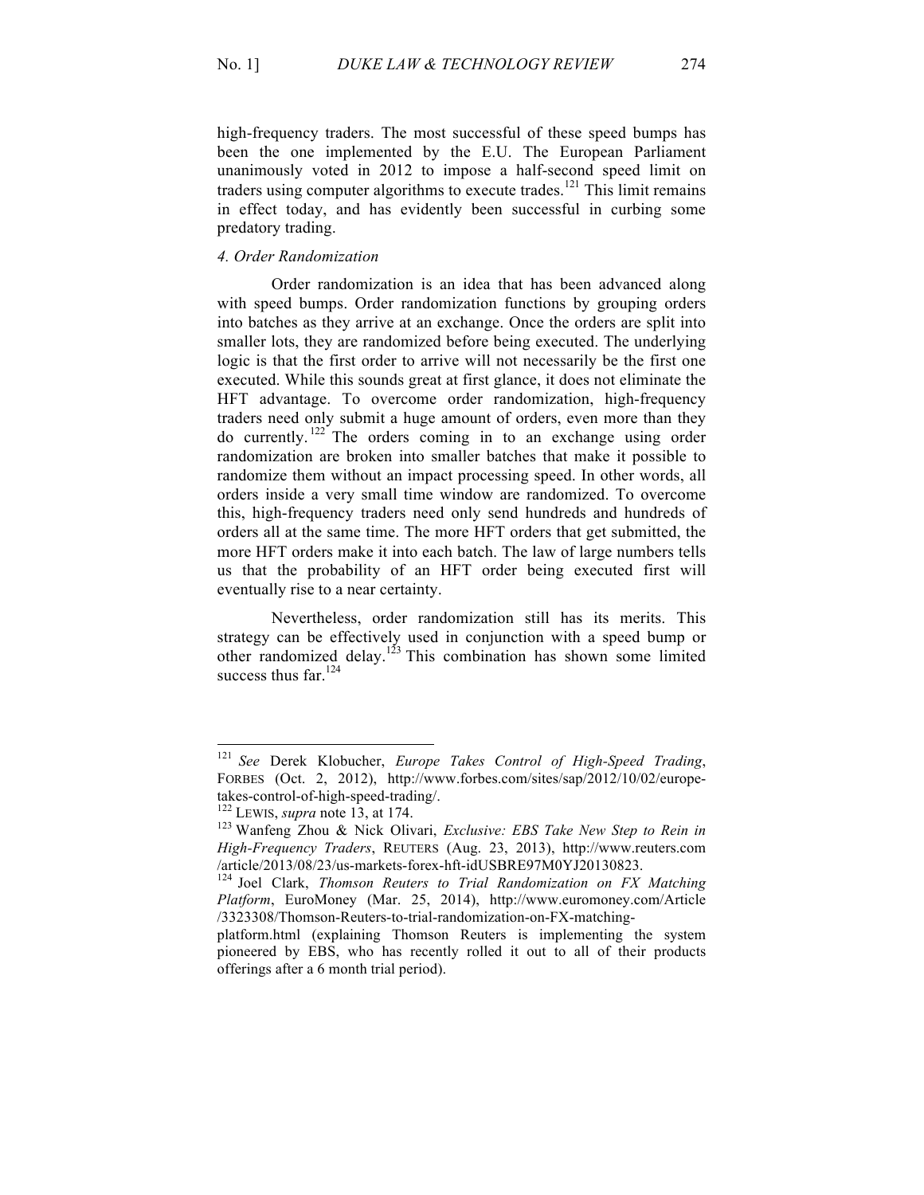high-frequency traders. The most successful of these speed bumps has been the one implemented by the E.U. The European Parliament unanimously voted in 2012 to impose a half-second speed limit on traders using computer algorithms to execute trades.[121] This limit remains in effect today, and has evidently been successful in curbing some predatory trading.

#### *4. Order Randomization*

Order randomization is an idea that has been advanced along with speed bumps. Order randomization functions by grouping orders into batches as they arrive at an exchange. Once the orders are split into smaller lots, they are randomized before being executed. The underlying logic is that the first order to arrive will not necessarily be the first one executed. While this sounds great at first glance, it does not eliminate the HFT advantage. To overcome order randomization, high-frequency traders need only submit a huge amount of orders, even more than they do currently.[122] The orders coming in to an exchange using order randomization are broken into smaller batches that make it possible to randomize them without an impact processing speed. In other words, all orders inside a very small time window are randomized. To overcome this, high-frequency traders need only send hundreds and hundreds of orders all at the same time. The more HFT orders that get submitted, the more HFT orders make it into each batch. The law of large numbers tells us that the probability of an HFT order being executed first will eventually rise to a near certainty.

Nevertheless, order randomization still has its merits. This strategy can be effectively used in conjunction with a speed bump or other randomized delay.[123] This combination has shown some limited success thus far.[124]

---

[121] *See* Derek Klobucher, *Europe Takes Control of High-Speed Trading*, FORBES (Oct. 2, 2012), http://www.forbes.com/sites/sap/2012/10/02/europe-takes-control-of-high-speed-trading/.

[122] LEWIS, *supra* note 13, at 174.

[123] Wanfeng Zhou & Nick Olivari, *Exclusive: EBS Take New Step to Rein in High-Frequency Traders*, REUTERS (Aug. 23, 2013), http://www.reuters.com/article/2013/08/23/us-markets-forex-hft-idUSBRE97M0YJ20130823.

[124] Joel Clark, *Thomson Reuters to Trial Randomization on FX Matching Platform*, EuroMoney (Mar. 25, 2014), http://www.euromoney.com/Article/3323308/Thomson-Reuters-to-trial-randomization-on-FX-matching-platform.html (explaining Thomson Reuters is implementing the system pioneered by EBS, who has recently rolled it out to all of their products offerings after a 6 month trial period).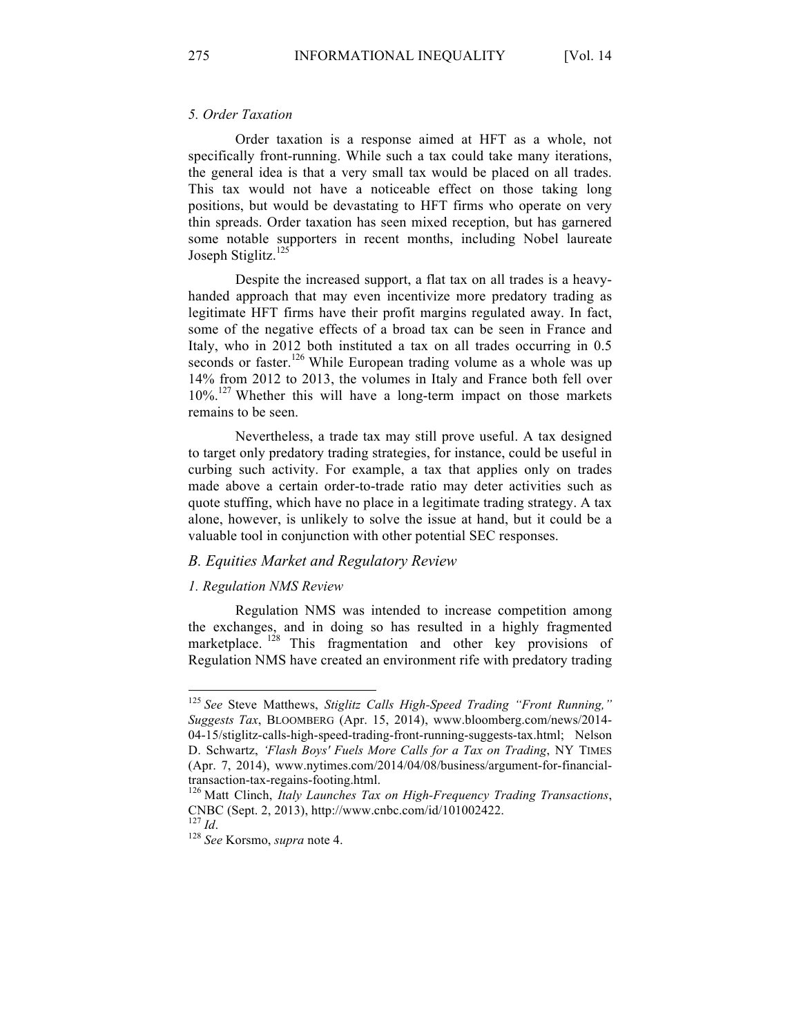*5. Order Taxation*

Order taxation is a response aimed at HFT as a whole, not specifically front-running. While such a tax could take many iterations, the general idea is that a very small tax would be placed on all trades. This tax would not have a noticeable effect on those taking long positions, but would be devastating to HFT firms who operate on very thin spreads. Order taxation has seen mixed reception, but has garnered some notable supporters in recent months, including Nobel laureate Joseph Stiglitz.[125]

Despite the increased support, a flat tax on all trades is a heavy-handed approach that may even incentivize more predatory trading as legitimate HFT firms have their profit margins regulated away. In fact, some of the negative effects of a broad tax can be seen in France and Italy, who in 2012 both instituted a tax on all trades occurring in 0.5 seconds or faster.[126] While European trading volume as a whole was up 14% from 2012 to 2013, the volumes in Italy and France both fell over 10%.[127] Whether this will have a long-term impact on those markets remains to be seen.

Nevertheless, a trade tax may still prove useful. A tax designed to target only predatory trading strategies, for instance, could be useful in curbing such activity. For example, a tax that applies only on trades made above a certain order-to-trade ratio may deter activities such as quote stuffing, which have no place in a legitimate trading strategy. A tax alone, however, is unlikely to solve the issue at hand, but it could be a valuable tool in conjunction with other potential SEC responses.

## *B. Equities Market and Regulatory Review*

### *1. Regulation NMS Review*

Regulation NMS was intended to increase competition among the exchanges, and in doing so has resulted in a highly fragmented marketplace.[128] This fragmentation and other key provisions of Regulation NMS have created an environment rife with predatory trading

---

[125] *See* Steve Matthews, *Stiglitz Calls High-Speed Trading "Front Running," Suggests Tax*, BLOOMBERG (Apr. 15, 2014), www.bloomberg.com/news/2014-04-15/stiglitz-calls-high-speed-trading-front-running-suggests-tax.html; Nelson D. Schwartz, *'Flash Boys' Fuels More Calls for a Tax on Trading*, NY TIMES (Apr. 7, 2014), www.nytimes.com/2014/04/08/business/argument-for-financial-transaction-tax-regains-footing.html.

[126] Matt Clinch, *Italy Launches Tax on High-Frequency Trading Transactions*, CNBC (Sept. 2, 2013), http://www.cnbc.com/id/101002422.

[127] *Id*.

[128] *See* Korsmo, *supra* note 4.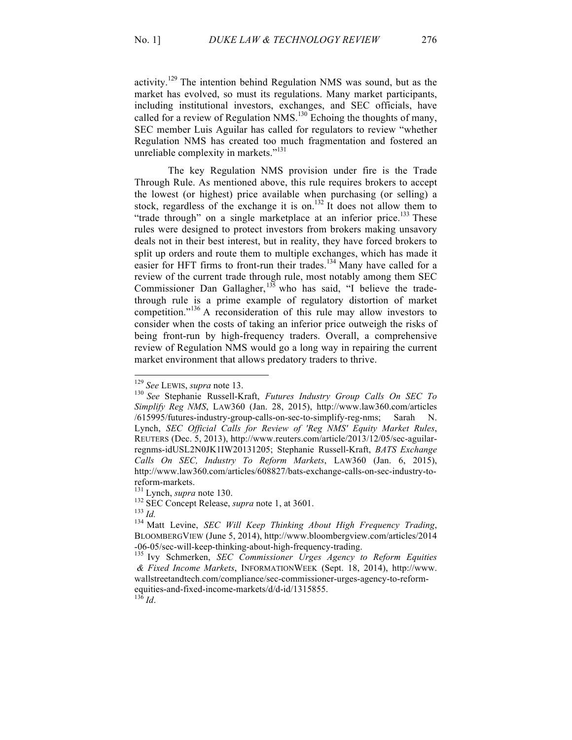activity.[129] The intention behind Regulation NMS was sound, but as the market has evolved, so must its regulations. Many market participants, including institutional investors, exchanges, and SEC officials, have called for a review of Regulation NMS.[130] Echoing the thoughts of many, SEC member Luis Aguilar has called for regulators to review "whether Regulation NMS has created too much fragmentation and fostered an unreliable complexity in markets."[131]

The key Regulation NMS provision under fire is the Trade Through Rule. As mentioned above, this rule requires brokers to accept the lowest (or highest) price available when purchasing (or selling) a stock, regardless of the exchange it is on.[132] It does not allow them to "trade through" on a single marketplace at an inferior price.[133] These rules were designed to protect investors from brokers making unsavory deals not in their best interest, but in reality, they have forced brokers to split up orders and route them to multiple exchanges, which has made it easier for HFT firms to front-run their trades.[134] Many have called for a review of the current trade through rule, most notably among them SEC Commissioner Dan Gallagher,[135] who has said, "I believe the trade-through rule is a prime example of regulatory distortion of market competition."[136] A reconsideration of this rule may allow investors to consider when the costs of taking an inferior price outweigh the risks of being front-run by high-frequency traders. Overall, a comprehensive review of Regulation NMS would go a long way in repairing the current market environment that allows predatory traders to thrive.

---

[129] *See* LEWIS, *supra* note 13.

[130] *See* Stephanie Russell-Kraft, *Futures Industry Group Calls On SEC To Simplify Reg NMS*, LAW360 (Jan. 28, 2015), http://www.law360.com/articles/615995/futures-industry-group-calls-on-sec-to-simplify-reg-nms; Sarah N. Lynch, *SEC Official Calls for Review of 'Reg NMS' Equity Market Rules*, REUTERS (Dec. 5, 2013), http://www.reuters.com/article/2013/12/05/sec-aguilar-regnms-idUSL2N0JK1IW20131205; Stephanie Russell-Kraft, *BATS Exchange Calls On SEC, Industry To Reform Markets*, LAW360 (Jan. 6, 2015), http://www.law360.com/articles/608827/bats-exchange-calls-on-sec-industry-to-reform-markets.

[131] Lynch, *supra* note 130.

[132] SEC Concept Release, *supra* note 1, at 3601.

[133] *Id.*

[134] Matt Levine, *SEC Will Keep Thinking About High Frequency Trading*, BLOOMBERGVIEW (June 5, 2014), http://www.bloombergview.com/articles/2014-06-05/sec-will-keep-thinking-about-high-frequency-trading.

[135] Ivy Schmerken, *SEC Commissioner Urges Agency to Reform Equities & Fixed Income Markets*, INFORMATIONWEEK (Sept. 18, 2014), http://www.wallstreetandtech.com/compliance/sec-commissioner-urges-agency-to-reform-equities-and-fixed-income-markets/d/d-id/1315855.

[136] *Id*.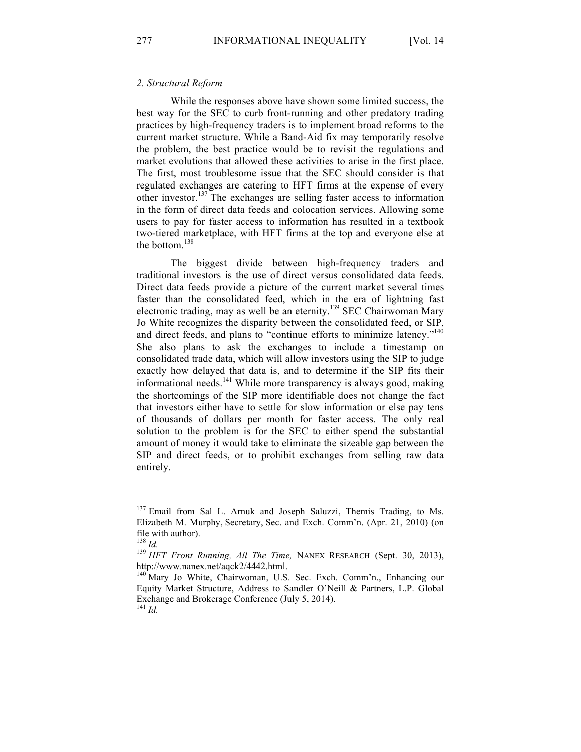### *2. Structural Reform*

While the responses above have shown some limited success, the best way for the SEC to curb front-running and other predatory trading practices by high-frequency traders is to implement broad reforms to the current market structure. While a Band-Aid fix may temporarily resolve the problem, the best practice would be to revisit the regulations and market evolutions that allowed these activities to arise in the first place. The first, most troublesome issue that the SEC should consider is that regulated exchanges are catering to HFT firms at the expense of every other investor.[137] The exchanges are selling faster access to information in the form of direct data feeds and colocation services. Allowing some users to pay for faster access to information has resulted in a textbook two-tiered marketplace, with HFT firms at the top and everyone else at the bottom.[138]

The biggest divide between high-frequency traders and traditional investors is the use of direct versus consolidated data feeds. Direct data feeds provide a picture of the current market several times faster than the consolidated feed, which in the era of lightning fast electronic trading, may as well be an eternity.[139] SEC Chairwoman Mary Jo White recognizes the disparity between the consolidated feed, or SIP, and direct feeds, and plans to "continue efforts to minimize latency."[140] She also plans to ask the exchanges to include a timestamp on consolidated trade data, which will allow investors using the SIP to judge exactly how delayed that data is, and to determine if the SIP fits their informational needs.[141] While more transparency is always good, making the shortcomings of the SIP more identifiable does not change the fact that investors either have to settle for slow information or else pay tens of thousands of dollars per month for faster access. The only real solution to the problem is for the SEC to either spend the substantial amount of money it would take to eliminate the sizeable gap between the SIP and direct feeds, or to prohibit exchanges from selling raw data entirely.

---

[137] Email from Sal L. Arnuk and Joseph Saluzzi, Themis Trading, to Ms. Elizabeth M. Murphy, Secretary, Sec. and Exch. Comm'n. (Apr. 21, 2010) (on file with author).

[138] *Id.*

[139] *HFT Front Running, All The Time,* NANEX RESEARCH (Sept. 30, 2013), http://www.nanex.net/aqck2/4442.html.

[140] Mary Jo White, Chairwoman, U.S. Sec. Exch. Comm'n., Enhancing our Equity Market Structure, Address to Sandler O'Neill & Partners, L.P. Global Exchange and Brokerage Conference (July 5, 2014).

[141] *Id.*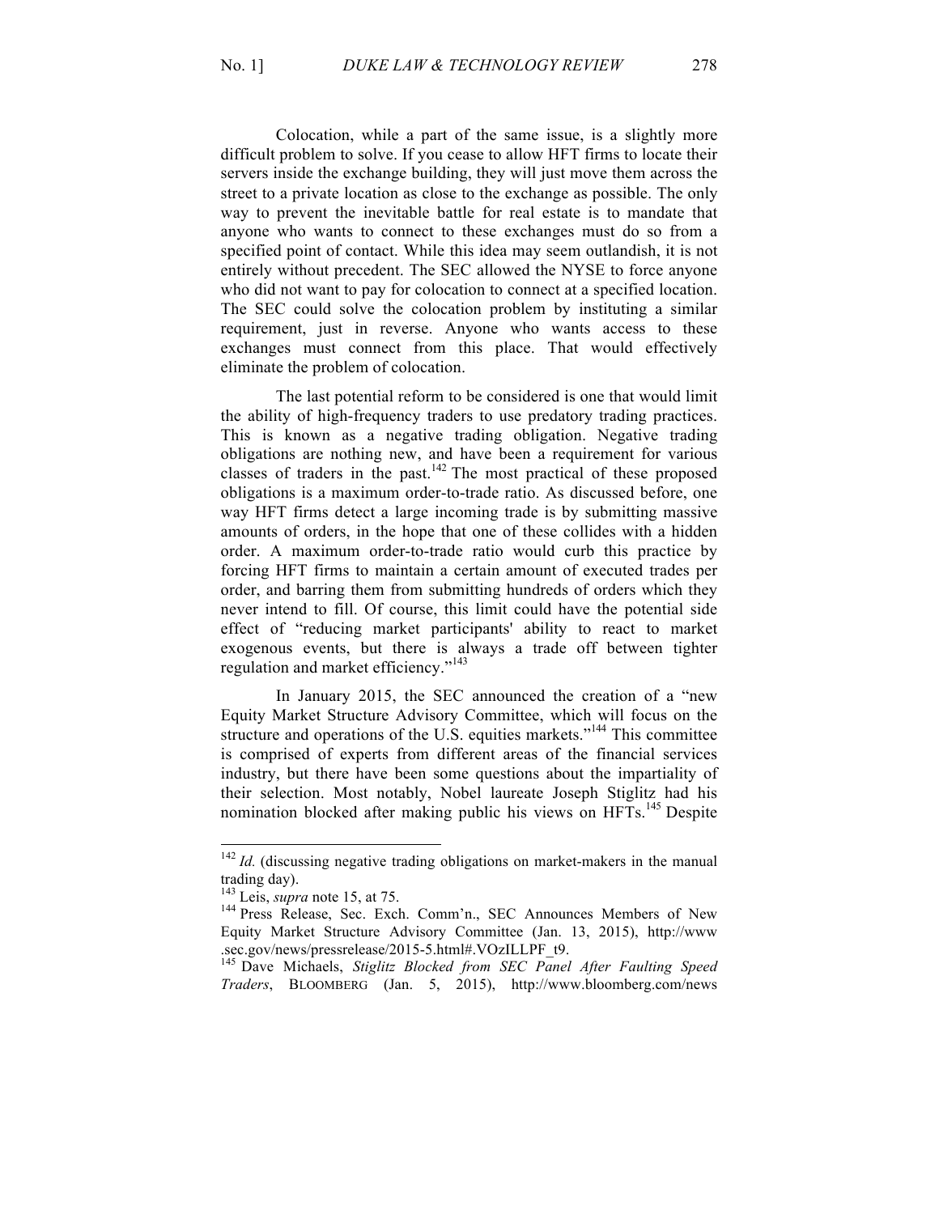Colocation, while a part of the same issue, is a slightly more difficult problem to solve. If you cease to allow HFT firms to locate their servers inside the exchange building, they will just move them across the street to a private location as close to the exchange as possible. The only way to prevent the inevitable battle for real estate is to mandate that anyone who wants to connect to these exchanges must do so from a specified point of contact. While this idea may seem outlandish, it is not entirely without precedent. The SEC allowed the NYSE to force anyone who did not want to pay for colocation to connect at a specified location. The SEC could solve the colocation problem by instituting a similar requirement, just in reverse. Anyone who wants access to these exchanges must connect from this place. That would effectively eliminate the problem of colocation.

The last potential reform to be considered is one that would limit the ability of high-frequency traders to use predatory trading practices. This is known as a negative trading obligation. Negative trading obligations are nothing new, and have been a requirement for various classes of traders in the past.[142] The most practical of these proposed obligations is a maximum order-to-trade ratio. As discussed before, one way HFT firms detect a large incoming trade is by submitting massive amounts of orders, in the hope that one of these collides with a hidden order. A maximum order-to-trade ratio would curb this practice by forcing HFT firms to maintain a certain amount of executed trades per order, and barring them from submitting hundreds of orders which they never intend to fill. Of course, this limit could have the potential side effect of "reducing market participants' ability to react to market exogenous events, but there is always a trade off between tighter regulation and market efficiency."[143]

In January 2015, the SEC announced the creation of a "new Equity Market Structure Advisory Committee, which will focus on the structure and operations of the U.S. equities markets."[144] This committee is comprised of experts from different areas of the financial services industry, but there have been some questions about the impartiality of their selection. Most notably, Nobel laureate Joseph Stiglitz had his nomination blocked after making public his views on HFTs.[145] Despite

---

[142] *Id.* (discussing negative trading obligations on market-makers in the manual trading day).

[143] Leis, *supra* note 15, at 75.

[144] Press Release, Sec. Exch. Comm'n., SEC Announces Members of New Equity Market Structure Advisory Committee (Jan. 13, 2015), http://www.sec.gov/news/pressrelease/2015-5.html#.VOzILLPF_t9.

[145] Dave Michaels, *Stiglitz Blocked from SEC Panel After Faulting Speed Traders*, BLOOMBERG (Jan. 5, 2015), http://www.bloomberg.com/news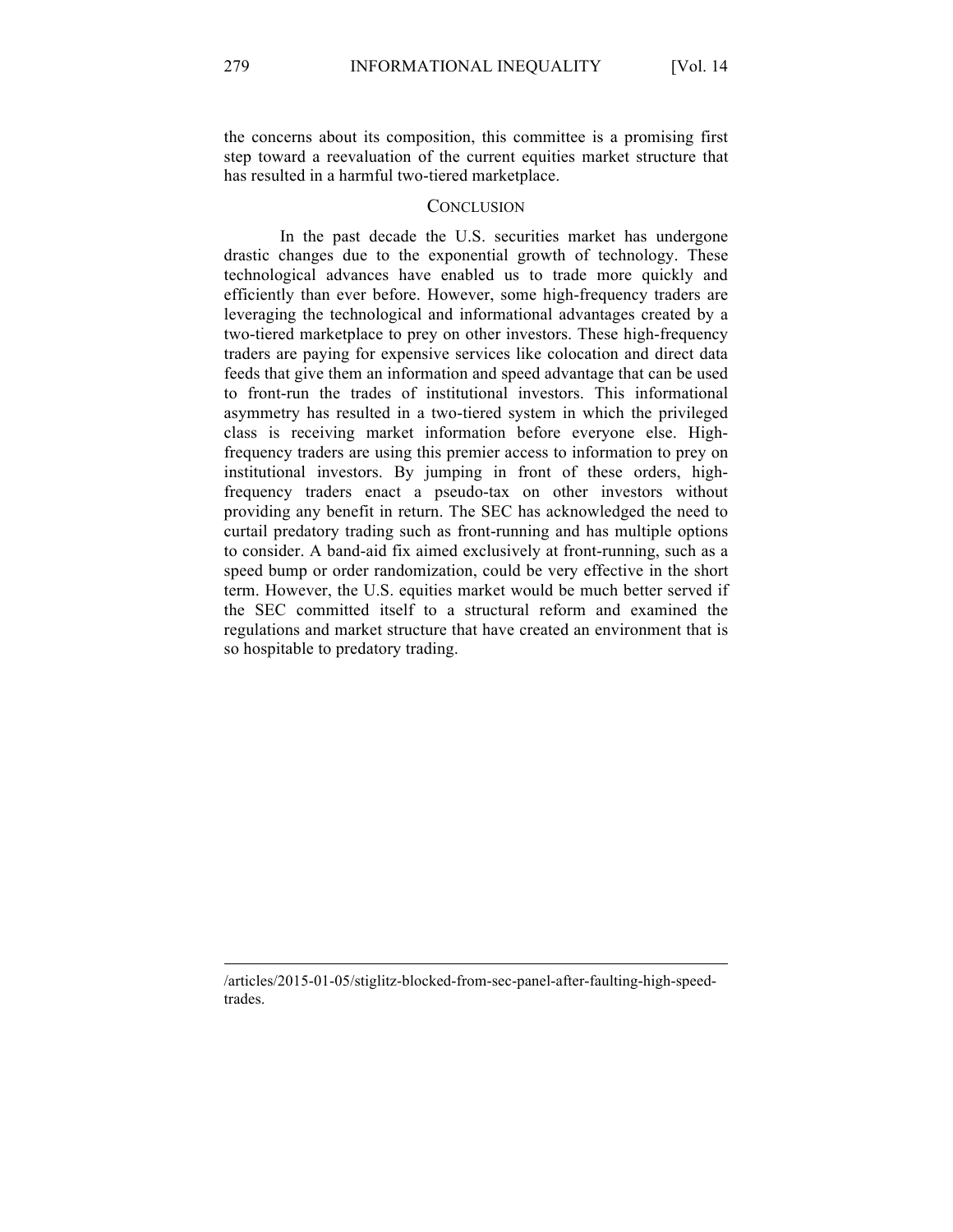the concerns about its composition, this committee is a promising first step toward a reevaluation of the current equities market structure that has resulted in a harmful two-tiered marketplace.

## CONCLUSION

In the past decade the U.S. securities market has undergone drastic changes due to the exponential growth of technology. These technological advances have enabled us to trade more quickly and efficiently than ever before. However, some high-frequency traders are leveraging the technological and informational advantages created by a two-tiered marketplace to prey on other investors. These high-frequency traders are paying for expensive services like colocation and direct data feeds that give them an information and speed advantage that can be used to front-run the trades of institutional investors. This informational asymmetry has resulted in a two-tiered system in which the privileged class is receiving market information before everyone else. High-frequency traders are using this premier access to information to prey on institutional investors. By jumping in front of these orders, high-frequency traders enact a pseudo-tax on other investors without providing any benefit in return. The SEC has acknowledged the need to curtail predatory trading such as front-running and has multiple options to consider. A band-aid fix aimed exclusively at front-running, such as a speed bump or order randomization, could be very effective in the short term. However, the U.S. equities market would be much better served if the SEC committed itself to a structural reform and examined the regulations and market structure that have created an environment that is so hospitable to predatory trading.

---

/articles/2015-01-05/stiglitz-blocked-from-sec-panel-after-faulting-high-speed-trades.